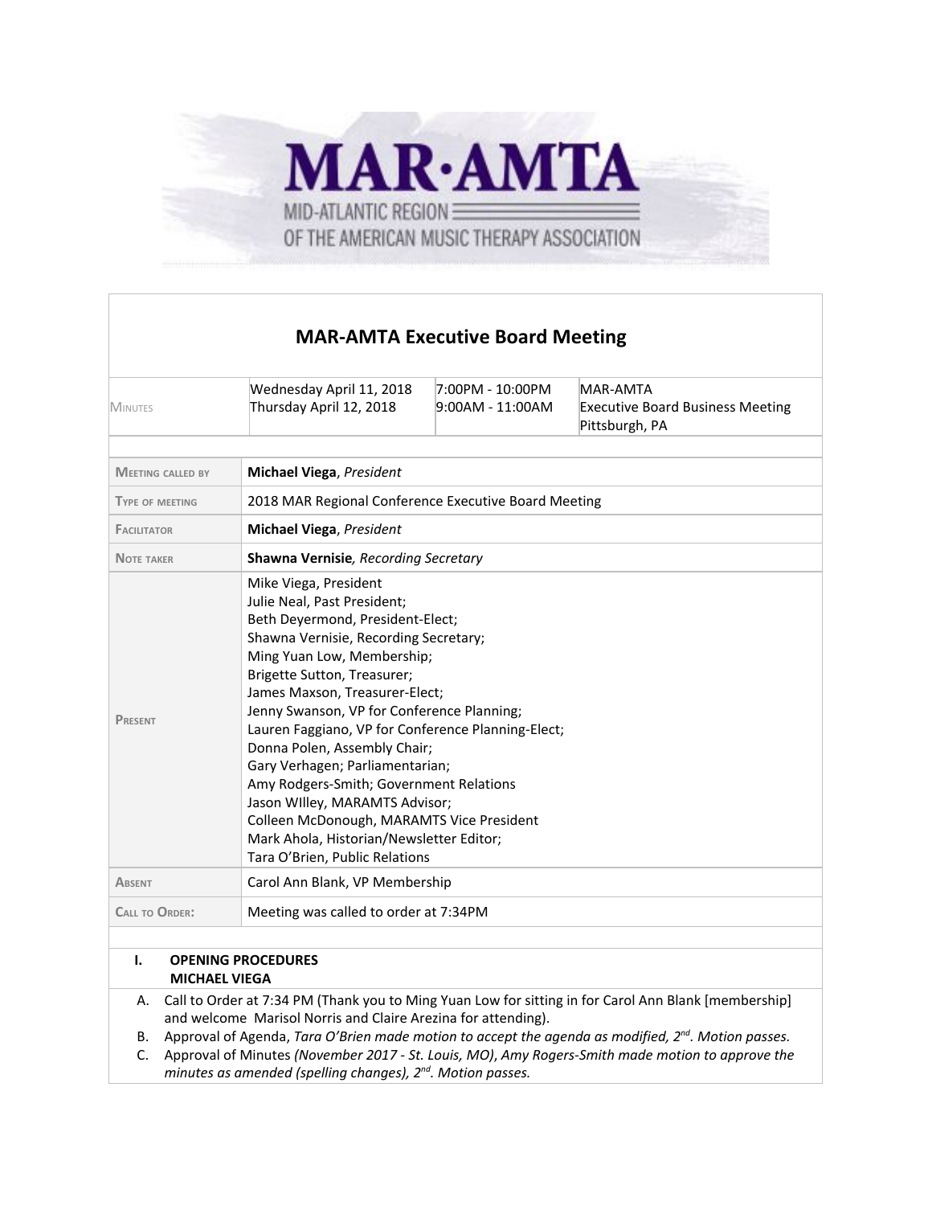# MAR·AMTA

MID-ATLANTIC REGION OF THE AMERICAN MUSIC THERAPY ASSOCIATION

## MAR-AMTA Executive Board Meeting

| | | | |
|---|---|---|---|
| MINUTES | Wednesday April 11, 2018<br>Thursday April 12, 2018 | 7:00PM - 10:00PM<br>9:00AM - 11:00AM | MAR-AMTA<br>Executive Board Business Meeting<br>Pittsburgh, PA |

| | |
|---|---|
| MEETING CALLED BY | **Michael Viega**, *President* |
| TYPE OF MEETING | 2018 MAR Regional Conference Executive Board Meeting |
| FACILITATOR | **Michael Viega**, *President* |
| NOTE TAKER | **Shawna Vernisie**, *Recording Secretary* |
| PRESENT | Mike Viega, President<br>Julie Neal, Past President;<br>Beth Deyermond, President-Elect;<br>Shawna Vernisie, Recording Secretary;<br>Ming Yuan Low, Membership;<br>Brigette Sutton, Treasurer;<br>James Maxson, Treasurer-Elect;<br>Jenny Swanson, VP for Conference Planning;<br>Lauren Faggiano, VP for Conference Planning-Elect;<br>Donna Polen, Assembly Chair;<br>Gary Verhagen; Parliamentarian;<br>Amy Rodgers-Smith; Government Relations<br>Jason WIlley, MARAMTS Advisor;<br>Colleen McDonough, MARAMTS Vice President<br>Mark Ahola, Historian/Newsletter Editor;<br>Tara O'Brien, Public Relations |
| ABSENT | Carol Ann Blank, VP Membership |
| CALL TO ORDER: | Meeting was called to order at 7:34PM |

### I. OPENING PROCEDURES
**MICHAEL VIEGA**

A. Call to Order at 7:34 PM (Thank you to Ming Yuan Low for sitting in for Carol Ann Blank [membership] and welcome Marisol Norris and Claire Arezina for attending).

B. Approval of Agenda, *Tara O'Brien made motion to accept the agenda as modified, 2nd. Motion passes.*

C. Approval of Minutes *(November 2017 - St. Louis, MO)*, *Amy Rogers-Smith made motion to approve the minutes as amended (spelling changes), 2nd. Motion passes.*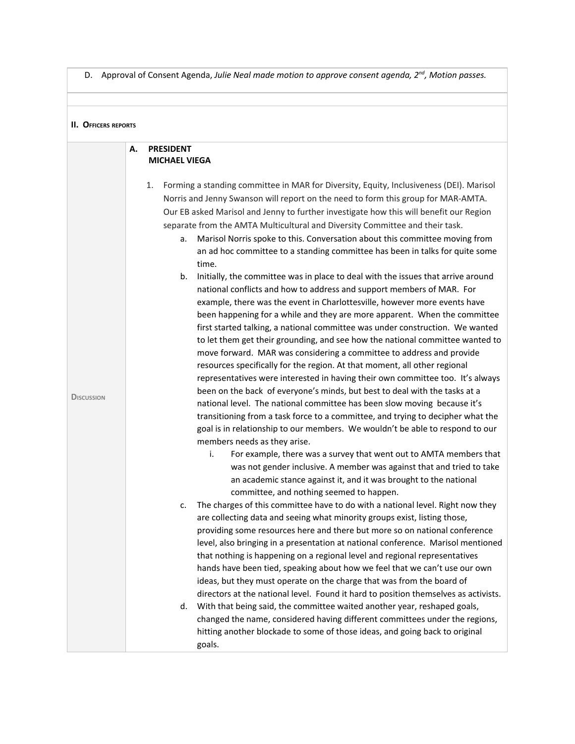D. Approval of Consent Agenda, *Julie Neal made motion to approve consent agenda, 2nd, Motion passes.*

## II. Officers reports

**Discussion**

**A. PRESIDENT**
**MICHAEL VIEGA**

1. Forming a standing committee in MAR for Diversity, Equity, Inclusiveness (DEI). Marisol Norris and Jenny Swanson will report on the need to form this group for MAR-AMTA. Our EB asked Marisol and Jenny to further investigate how this will benefit our Region separate from the AMTA Multicultural and Diversity Committee and their task.
   a. Marisol Norris spoke to this. Conversation about this committee moving from an ad hoc committee to a standing committee has been in talks for quite some time.
   b. Initially, the committee was in place to deal with the issues that arrive around national conflicts and how to address and support members of MAR. For example, there was the event in Charlottesville, however more events have been happening for a while and they are more apparent. When the committee first started talking, a national committee was under construction. We wanted to let them get their grounding, and see how the national committee wanted to move forward. MAR was considering a committee to address and provide resources specifically for the region. At that moment, all other regional representatives were interested in having their own committee too. It's always been on the back of everyone's minds, but best to deal with the tasks at a national level. The national committee has been slow moving because it's transitioning from a task force to a committee, and trying to decipher what the goal is in relationship to our members. We wouldn't be able to respond to our members needs as they arise.
      i. For example, there was a survey that went out to AMTA members that was not gender inclusive. A member was against that and tried to take an academic stance against it, and it was brought to the national committee, and nothing seemed to happen.
   c. The charges of this committee have to do with a national level. Right now they are collecting data and seeing what minority groups exist, listing those, providing some resources here and there but more so on national conference level, also bringing in a presentation at national conference. Marisol mentioned that nothing is happening on a regional level and regional representatives hands have been tied, speaking about how we feel that we can't use our own ideas, but they must operate on the charge that was from the board of directors at the national level. Found it hard to position themselves as activists.
   d. With that being said, the committee waited another year, reshaped goals, changed the name, considered having different committees under the regions, hitting another blockade to some of those ideas, and going back to original goals.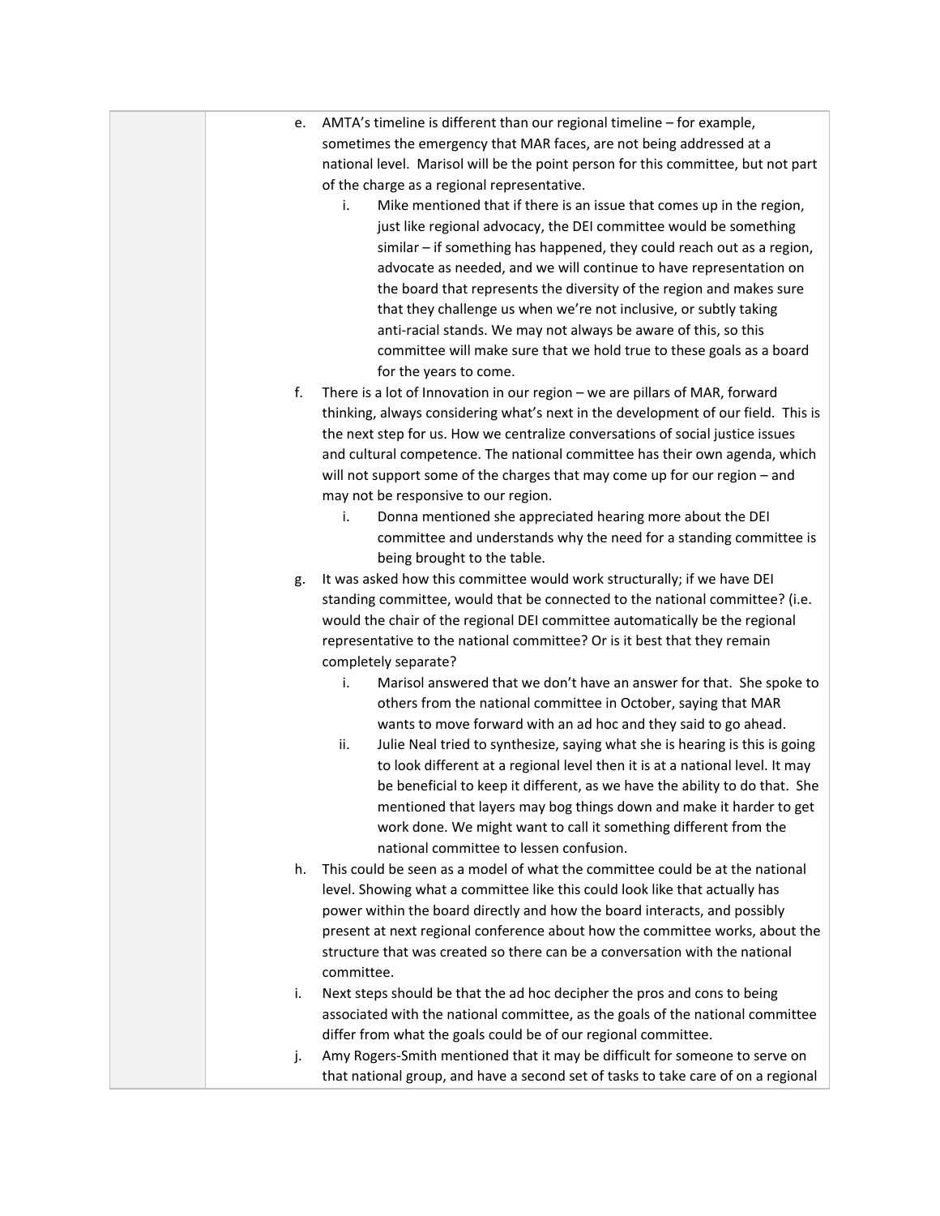e. AMTA's timeline is different than our regional timeline – for example, sometimes the emergency that MAR faces, are not being addressed at a national level. Marisol will be the point person for this committee, but not part of the charge as a regional representative.
   i. Mike mentioned that if there is an issue that comes up in the region, just like regional advocacy, the DEI committee would be something similar – if something has happened, they could reach out as a region, advocate as needed, and we will continue to have representation on the board that represents the diversity of the region and makes sure that they challenge us when we're not inclusive, or subtly taking anti-racial stands. We may not always be aware of this, so this committee will make sure that we hold true to these goals as a board for the years to come.

f. There is a lot of Innovation in our region – we are pillars of MAR, forward thinking, always considering what's next in the development of our field. This is the next step for us. How we centralize conversations of social justice issues and cultural competence. The national committee has their own agenda, which will not support some of the charges that may come up for our region – and may not be responsive to our region.
   i. Donna mentioned she appreciated hearing more about the DEI committee and understands why the need for a standing committee is being brought to the table.

g. It was asked how this committee would work structurally; if we have DEI standing committee, would that be connected to the national committee? (i.e. would the chair of the regional DEI committee automatically be the regional representative to the national committee? Or is it best that they remain completely separate?
   i. Marisol answered that we don't have an answer for that. She spoke to others from the national committee in October, saying that MAR wants to move forward with an ad hoc and they said to go ahead.
   ii. Julie Neal tried to synthesize, saying what she is hearing is this is going to look different at a regional level then it is at a national level. It may be beneficial to keep it different, as we have the ability to do that. She mentioned that layers may bog things down and make it harder to get work done. We might want to call it something different from the national committee to lessen confusion.

h. This could be seen as a model of what the committee could be at the national level. Showing what a committee like this could look like that actually has power within the board directly and how the board interacts, and possibly present at next regional conference about how the committee works, about the structure that was created so there can be a conversation with the national committee.

i. Next steps should be that the ad hoc decipher the pros and cons to being associated with the national committee, as the goals of the national committee differ from what the goals could be of our regional committee.

j. Amy Rogers-Smith mentioned that it may be difficult for someone to serve on that national group, and have a second set of tasks to take care of on a regional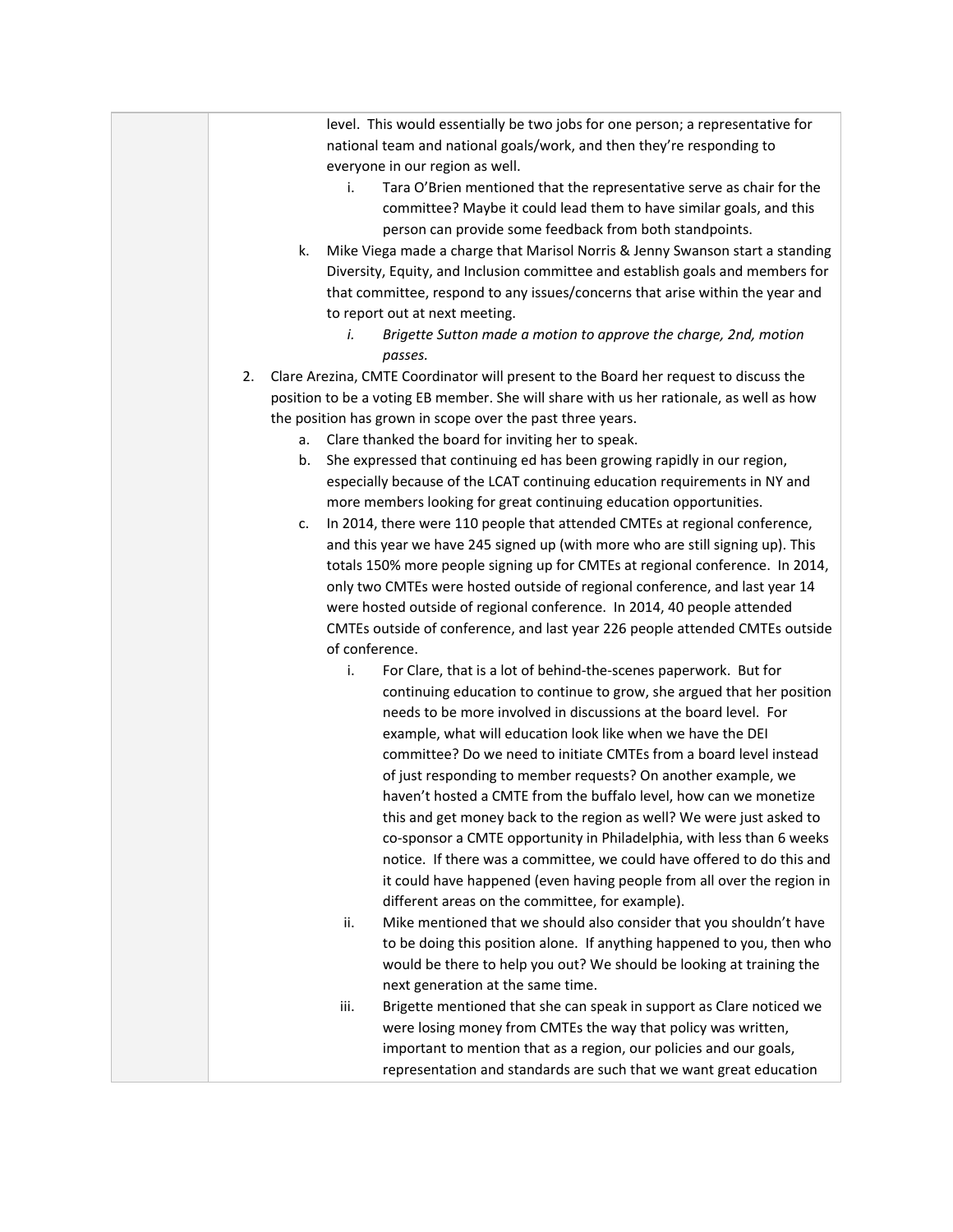level. This would essentially be two jobs for one person; a representative for national team and national goals/work, and then they're responding to everyone in our region as well.

   i. Tara O'Brien mentioned that the representative serve as chair for the committee? Maybe it could lead them to have similar goals, and this person can provide some feedback from both standpoints.

k. Mike Viega made a charge that Marisol Norris & Jenny Swanson start a standing Diversity, Equity, and Inclusion committee and establish goals and members for that committee, respond to any issues/concerns that arise within the year and to report out at next meeting.

   i. *Brigette Sutton made a motion to approve the charge, 2nd, motion passes.*

2. Clare Arezina, CMTE Coordinator will present to the Board her request to discuss the position to be a voting EB member. She will share with us her rationale, as well as how the position has grown in scope over the past three years.

   a. Clare thanked the board for inviting her to speak.

   b. She expressed that continuing ed has been growing rapidly in our region, especially because of the LCAT continuing education requirements in NY and more members looking for great continuing education opportunities.

   c. In 2014, there were 110 people that attended CMTEs at regional conference, and this year we have 245 signed up (with more who are still signing up). This totals 150% more people signing up for CMTEs at regional conference. In 2014, only two CMTEs were hosted outside of regional conference, and last year 14 were hosted outside of regional conference. In 2014, 40 people attended CMTEs outside of conference, and last year 226 people attended CMTEs outside of conference.

      i. For Clare, that is a lot of behind-the-scenes paperwork. But for continuing education to continue to grow, she argued that her position needs to be more involved in discussions at the board level. For example, what will education look like when we have the DEI committee? Do we need to initiate CMTEs from a board level instead of just responding to member requests? On another example, we haven't hosted a CMTE from the buffalo level, how can we monetize this and get money back to the region as well? We were just asked to co-sponsor a CMTE opportunity in Philadelphia, with less than 6 weeks notice. If there was a committee, we could have offered to do this and it could have happened (even having people from all over the region in different areas on the committee, for example).

      ii. Mike mentioned that we should also consider that you shouldn't have to be doing this position alone. If anything happened to you, then who would be there to help you out? We should be looking at training the next generation at the same time.

      iii. Brigette mentioned that she can speak in support as Clare noticed we were losing money from CMTEs the way that policy was written, important to mention that as a region, our policies and our goals, representation and standards are such that we want great education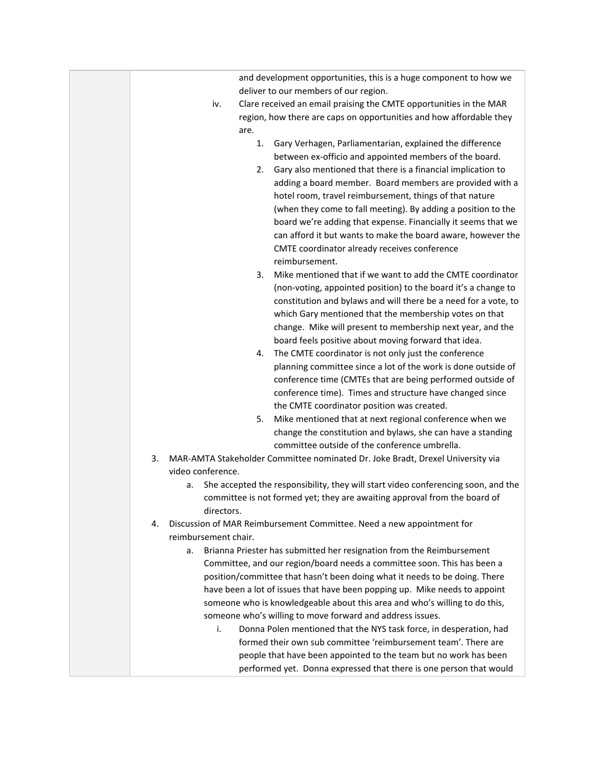and development opportunities, this is a huge component to how we deliver to our members of our region.

iv. Clare received an email praising the CMTE opportunities in the MAR region, how there are caps on opportunities and how affordable they are.

1. Gary Verhagen, Parliamentarian, explained the difference between ex-officio and appointed members of the board.
2. Gary also mentioned that there is a financial implication to adding a board member. Board members are provided with a hotel room, travel reimbursement, things of that nature (when they come to fall meeting). By adding a position to the board we're adding that expense. Financially it seems that we can afford it but wants to make the board aware, however the CMTE coordinator already receives conference reimbursement.
3. Mike mentioned that if we want to add the CMTE coordinator (non-voting, appointed position) to the board it's a change to constitution and bylaws and will there be a need for a vote, to which Gary mentioned that the membership votes on that change. Mike will present to membership next year, and the board feels positive about moving forward that idea.
4. The CMTE coordinator is not only just the conference planning committee since a lot of the work is done outside of conference time (CMTEs that are being performed outside of conference time). Times and structure have changed since the CMTE coordinator position was created.
5. Mike mentioned that at next regional conference when we change the constitution and bylaws, she can have a standing committee outside of the conference umbrella.

3. MAR-AMTA Stakeholder Committee nominated Dr. Joke Bradt, Drexel University via video conference.
   a. She accepted the responsibility, they will start video conferencing soon, and the committee is not formed yet; they are awaiting approval from the board of directors.
4. Discussion of MAR Reimbursement Committee. Need a new appointment for reimbursement chair.
   a. Brianna Priester has submitted her resignation from the Reimbursement Committee, and our region/board needs a committee soon. This has been a position/committee that hasn't been doing what it needs to be doing. There have been a lot of issues that have been popping up. Mike needs to appoint someone who is knowledgeable about this area and who's willing to do this, someone who's willing to move forward and address issues.
      i. Donna Polen mentioned that the NYS task force, in desperation, had formed their own sub committee 'reimbursement team'. There are people that have been appointed to the team but no work has been performed yet. Donna expressed that there is one person that would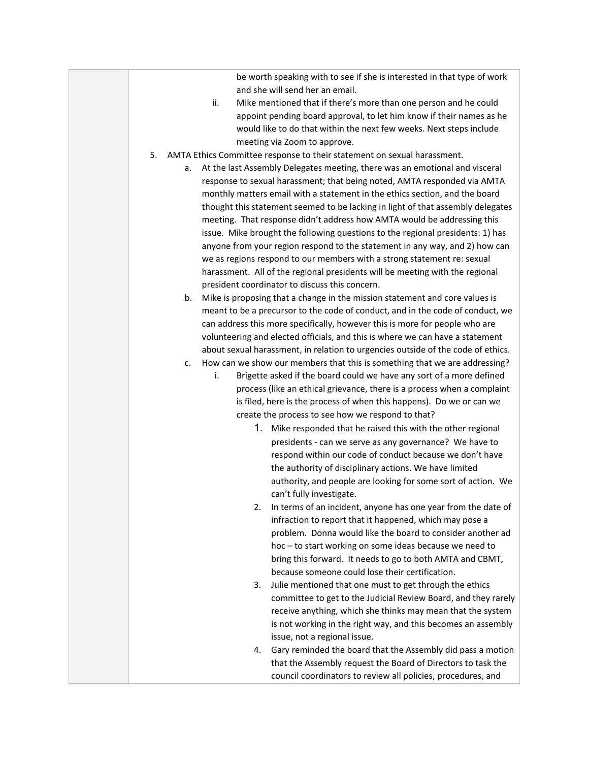be worth speaking with to see if she is interested in that type of work and she will send her an email.

   ii. Mike mentioned that if there's more than one person and he could appoint pending board approval, to let him know if their names as he would like to do that within the next few weeks. Next steps include meeting via Zoom to approve.

5. AMTA Ethics Committee response to their statement on sexual harassment.
   a. At the last Assembly Delegates meeting, there was an emotional and visceral response to sexual harassment; that being noted, AMTA responded via AMTA monthly matters email with a statement in the ethics section, and the board thought this statement seemed to be lacking in light of that assembly delegates meeting. That response didn't address how AMTA would be addressing this issue. Mike brought the following questions to the regional presidents: 1) has anyone from your region respond to the statement in any way, and 2) how can we as regions respond to our members with a strong statement re: sexual harassment. All of the regional presidents will be meeting with the regional president coordinator to discuss this concern.
   b. Mike is proposing that a change in the mission statement and core values is meant to be a precursor to the code of conduct, and in the code of conduct, we can address this more specifically, however this is more for people who are volunteering and elected officials, and this is where we can have a statement about sexual harassment, in relation to urgencies outside of the code of ethics.
   c. How can we show our members that this is something that we are addressing?
      i. Brigette asked if the board could we have any sort of a more defined process (like an ethical grievance, there is a process when a complaint is filed, here is the process of when this happens). Do we or can we create the process to see how we respond to that?
         1. Mike responded that he raised this with the other regional presidents - can we serve as any governance? We have to respond within our code of conduct because we don't have the authority of disciplinary actions. We have limited authority, and people are looking for some sort of action. We can't fully investigate.
         2. In terms of an incident, anyone has one year from the date of infraction to report that it happened, which may pose a problem. Donna would like the board to consider another ad hoc – to start working on some ideas because we need to bring this forward. It needs to go to both AMTA and CBMT, because someone could lose their certification.
         3. Julie mentioned that one must to get through the ethics committee to get to the Judicial Review Board, and they rarely receive anything, which she thinks may mean that the system is not working in the right way, and this becomes an assembly issue, not a regional issue.
         4. Gary reminded the board that the Assembly did pass a motion that the Assembly request the Board of Directors to task the council coordinators to review all policies, procedures, and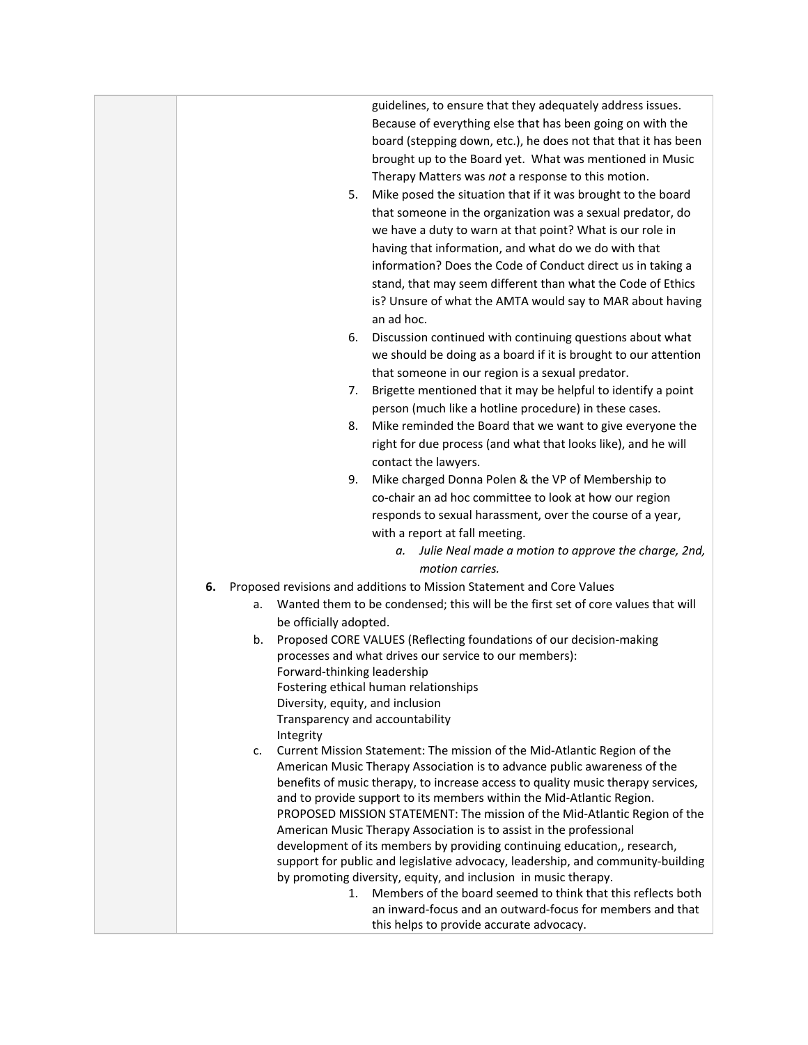guidelines, to ensure that they adequately address issues. Because of everything else that has been going on with the board (stepping down, etc.), he does not that that it has been brought up to the Board yet. What was mentioned in Music Therapy Matters was *not* a response to this motion.

5. Mike posed the situation that if it was brought to the board that someone in the organization was a sexual predator, do we have a duty to warn at that point? What is our role in having that information, and what do we do with that information? Does the Code of Conduct direct us in taking a stand, that may seem different than what the Code of Ethics is? Unsure of what the AMTA would say to MAR about having an ad hoc.
6. Discussion continued with continuing questions about what we should be doing as a board if it is brought to our attention that someone in our region is a sexual predator.
7. Brigette mentioned that it may be helpful to identify a point person (much like a hotline procedure) in these cases.
8. Mike reminded the Board that we want to give everyone the right for due process (and what that looks like), and he will contact the lawyers.
9. Mike charged Donna Polen & the VP of Membership to co-chair an ad hoc committee to look at how our region responds to sexual harassment, over the course of a year, with a report at fall meeting.
    a. *Julie Neal made a motion to approve the charge, 2nd, motion carries.*

**6.** Proposed revisions and additions to Mission Statement and Core Values

a. Wanted them to be condensed; this will be the first set of core values that will be officially adopted.

b. Proposed CORE VALUES (Reflecting foundations of our decision-making processes and what drives our service to our members):
Forward-thinking leadership
Fostering ethical human relationships
Diversity, equity, and inclusion
Transparency and accountability
Integrity

c. Current Mission Statement: The mission of the Mid-Atlantic Region of the American Music Therapy Association is to advance public awareness of the benefits of music therapy, to increase access to quality music therapy services, and to provide support to its members within the Mid-Atlantic Region.
PROPOSED MISSION STATEMENT: The mission of the Mid-Atlantic Region of the American Music Therapy Association is to assist in the professional development of its members by providing continuing education,, research, support for public and legislative advocacy, leadership, and community-building by promoting diversity, equity, and inclusion in music therapy.

1. Members of the board seemed to think that this reflects both an inward-focus and an outward-focus for members and that this helps to provide accurate advocacy.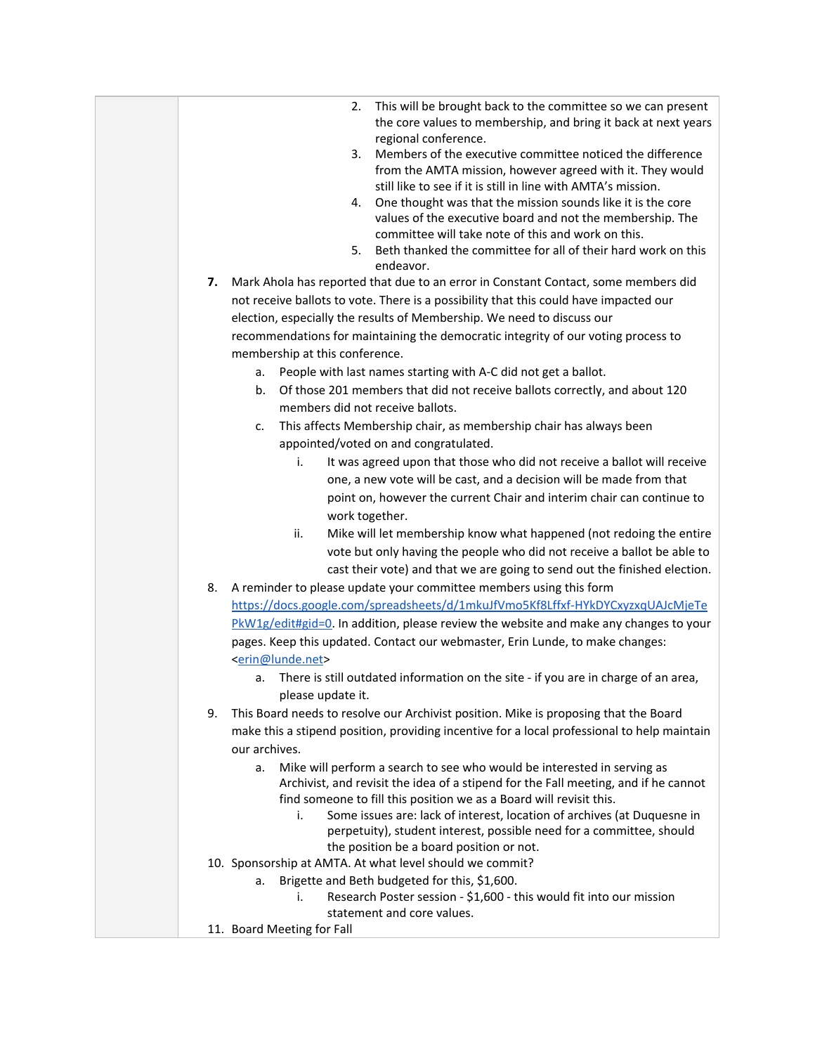2. This will be brought back to the committee so we can present the core values to membership, and bring it back at next years regional conference.
3. Members of the executive committee noticed the difference from the AMTA mission, however agreed with it. They would still like to see if it is still in line with AMTA's mission.
4. One thought was that the mission sounds like it is the core values of the executive board and not the membership. The committee will take note of this and work on this.
5. Beth thanked the committee for all of their hard work on this endeavor.

**7.** Mark Ahola has reported that due to an error in Constant Contact, some members did not receive ballots to vote. There is a possibility that this could have impacted our election, especially the results of Membership. We need to discuss our recommendations for maintaining the democratic integrity of our voting process to membership at this conference.

   a. People with last names starting with A-C did not get a ballot.

   b. Of those 201 members that did not receive ballots correctly, and about 120 members did not receive ballots.

   c. This affects Membership chair, as membership chair has always been appointed/voted on and congratulated.

      i. It was agreed upon that those who did not receive a ballot will receive one, a new vote will be cast, and a decision will be made from that point on, however the current Chair and interim chair can continue to work together.

      ii. Mike will let membership know what happened (not redoing the entire vote but only having the people who did not receive a ballot be able to cast their vote) and that we are going to send out the finished election.

8. A reminder to please update your committee members using this form https://docs.google.com/spreadsheets/d/1mkuJfVmo5Kf8Lffxf-HYkDYCxyzxqUAJcMjeTePkW1g/edit#gid=0. In addition, please review the website and make any changes to your pages. Keep this updated. Contact our webmaster, Erin Lunde, to make changes: <erin@lunde.net>

   a. There is still outdated information on the site - if you are in charge of an area, please update it.

9. This Board needs to resolve our Archivist position. Mike is proposing that the Board make this a stipend position, providing incentive for a local professional to help maintain our archives.

   a. Mike will perform a search to see who would be interested in serving as Archivist, and revisit the idea of a stipend for the Fall meeting, and if he cannot find someone to fill this position we as a Board will revisit this.

      i. Some issues are: lack of interest, location of archives (at Duquesne in perpetuity), student interest, possible need for a committee, should the position be a board position or not.

10. Sponsorship at AMTA. At what level should we commit?

    a. Brigette and Beth budgeted for this, $1,600.

       i. Research Poster session - $1,600 - this would fit into our mission statement and core values.

11. Board Meeting for Fall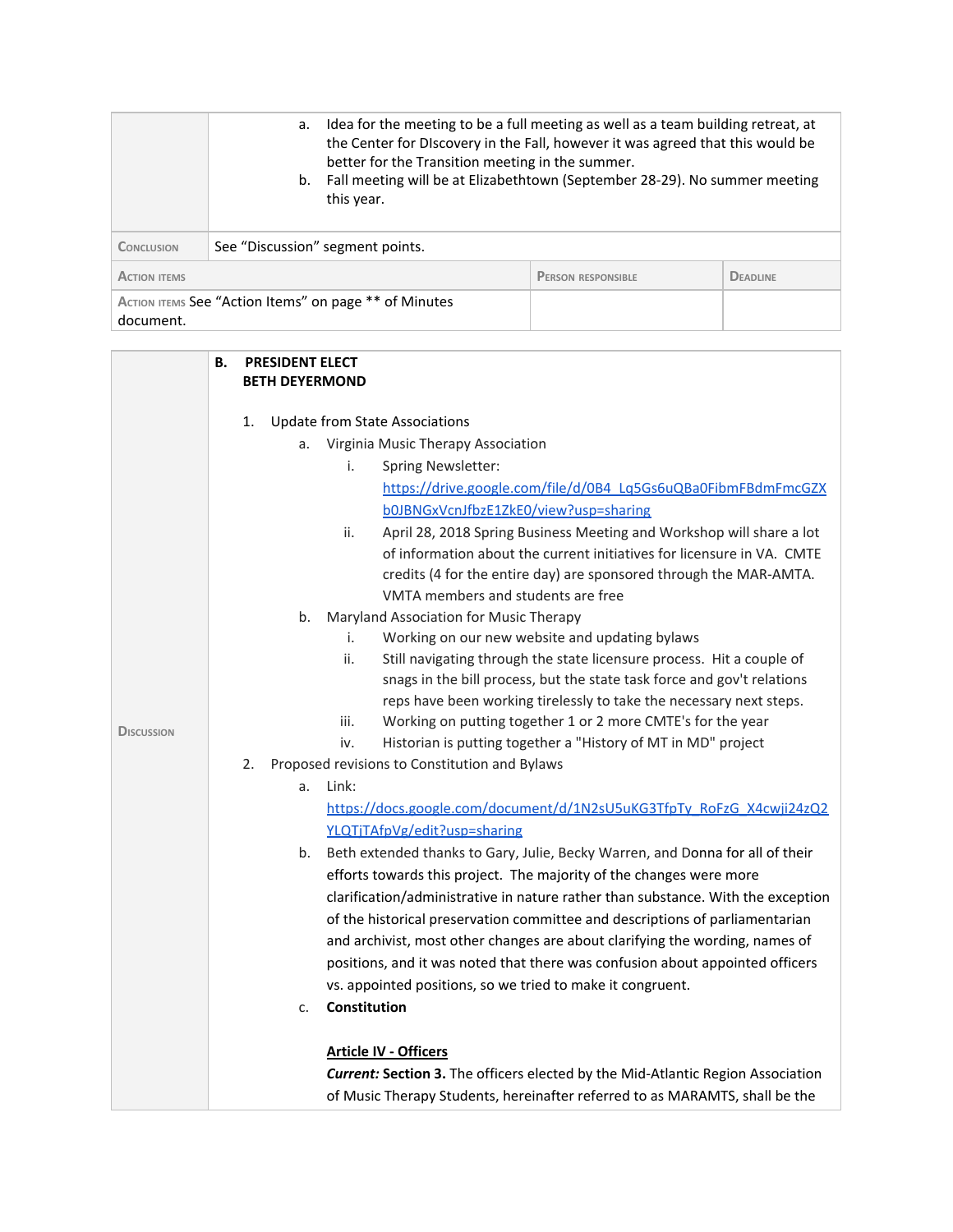| | |
|---|---|
| | a. Idea for the meeting to be a full meeting as well as a team building retreat, at the Center for DIscovery in the Fall, however it was agreed that this would be better for the Transition meeting in the summer.<br>b. Fall meeting will be at Elizabethtown (September 28-29). No summer meeting this year. |
| Conclusion | See "Discussion" segment points. |

| Action items | Person responsible | Deadline |
|---|---|---|
| Action items See "Action Items" on page ** of Minutes document. | | |

**Discussion**

**B. PRESIDENT ELECT**
**BETH DEYERMOND**

1. Update from State Associations
   a. Virginia Music Therapy Association
      i. Spring Newsletter: https://drive.google.com/file/d/0B4_Lq5Gs6uQBa0FibmFBdmFmcGZXb0JBNGxVcnJfbzE1ZkE0/view?usp=sharing
      ii. April 28, 2018 Spring Business Meeting and Workshop will share a lot of information about the current initiatives for licensure in VA. CMTE credits (4 for the entire day) are sponsored through the MAR-AMTA. VMTA members and students are free
   b. Maryland Association for Music Therapy
      i. Working on our new website and updating bylaws
      ii. Still navigating through the state licensure process. Hit a couple of snags in the bill process, but the state task force and gov't relations reps have been working tirelessly to take the necessary next steps.
      iii. Working on putting together 1 or 2 more CMTE's for the year
      iv. Historian is putting together a "History of MT in MD" project
2. Proposed revisions to Constitution and Bylaws
   a. Link: https://docs.google.com/document/d/1N2sU5uKG3TfpTy_RoFzG_X4cwji24zQ2YLQTjTAfpVg/edit?usp=sharing
   b. Beth extended thanks to Gary, Julie, Becky Warren, and Donna for all of their efforts towards this project. The majority of the changes were more clarification/administrative in nature rather than substance. With the exception of the historical preservation committee and descriptions of parliamentarian and archivist, most other changes are about clarifying the wording, names of positions, and it was noted that there was confusion about appointed officers vs. appointed positions, so we tried to make it congruent.
   c. **Constitution**

      **<u>Article IV - Officers</u>**
      ***Current:*** **Section 3.** The officers elected by the Mid-Atlantic Region Association of Music Therapy Students, hereinafter referred to as MARAMTS, shall be the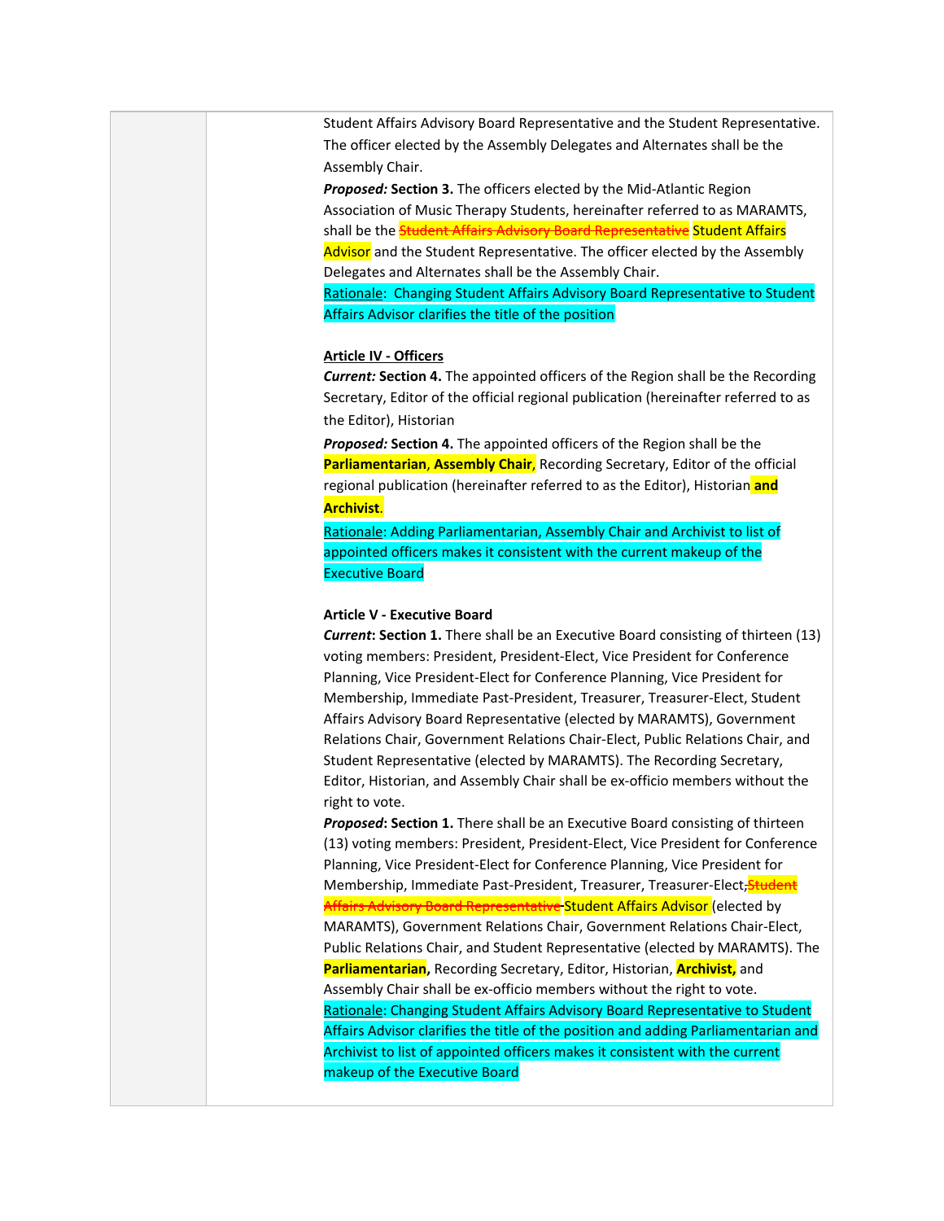Student Affairs Advisory Board Representative and the Student Representative. The officer elected by the Assembly Delegates and Alternates shall be the Assembly Chair.

***Proposed:*** **Section 3.** The officers elected by the Mid-Atlantic Region Association of Music Therapy Students, hereinafter referred to as MARAMTS, shall be the ~~Student Affairs Advisory Board Representative~~ Student Affairs Advisor and the Student Representative. The officer elected by the Assembly Delegates and Alternates shall be the Assembly Chair.

<u>Rationale</u>: Changing Student Affairs Advisory Board Representative to Student Affairs Advisor clarifies the title of the position

**<u>Article IV - Officers</u>**

***Current:*** **Section 4.** The appointed officers of the Region shall be the Recording Secretary, Editor of the official regional publication (hereinafter referred to as the Editor), Historian

***Proposed:*** **Section 4.** The appointed officers of the Region shall be the **Parliamentarian**, **Assembly Chair**, Recording Secretary, Editor of the official regional publication (hereinafter referred to as the Editor), Historian **and Archivist**.

<u>Rationale</u>: Adding Parliamentarian, Assembly Chair and Archivist to list of appointed officers makes it consistent with the current makeup of the Executive Board

**Article V - Executive Board**

***Current*:** **Section 1.** There shall be an Executive Board consisting of thirteen (13) voting members: President, President-Elect, Vice President for Conference Planning, Vice President-Elect for Conference Planning, Vice President for Membership, Immediate Past-President, Treasurer, Treasurer-Elect, Student Affairs Advisory Board Representative (elected by MARAMTS), Government Relations Chair, Government Relations Chair-Elect, Public Relations Chair, and Student Representative (elected by MARAMTS). The Recording Secretary, Editor, Historian, and Assembly Chair shall be ex-officio members without the right to vote.

***Proposed*:** **Section 1.** There shall be an Executive Board consisting of thirteen (13) voting members: President, President-Elect, Vice President for Conference Planning, Vice President-Elect for Conference Planning, Vice President for Membership, Immediate Past-President, Treasurer, Treasurer-Elect,~~Student Affairs Advisory Board Representative~~ Student Affairs Advisor (elected by MARAMTS), Government Relations Chair, Government Relations Chair-Elect, Public Relations Chair, and Student Representative (elected by MARAMTS). The **Parliamentarian,** Recording Secretary, Editor, Historian, **Archivist,** and Assembly Chair shall be ex-officio members without the right to vote.

<u>Rationale</u>: Changing Student Affairs Advisory Board Representative to Student Affairs Advisor clarifies the title of the position and adding Parliamentarian and Archivist to list of appointed officers makes it consistent with the current makeup of the Executive Board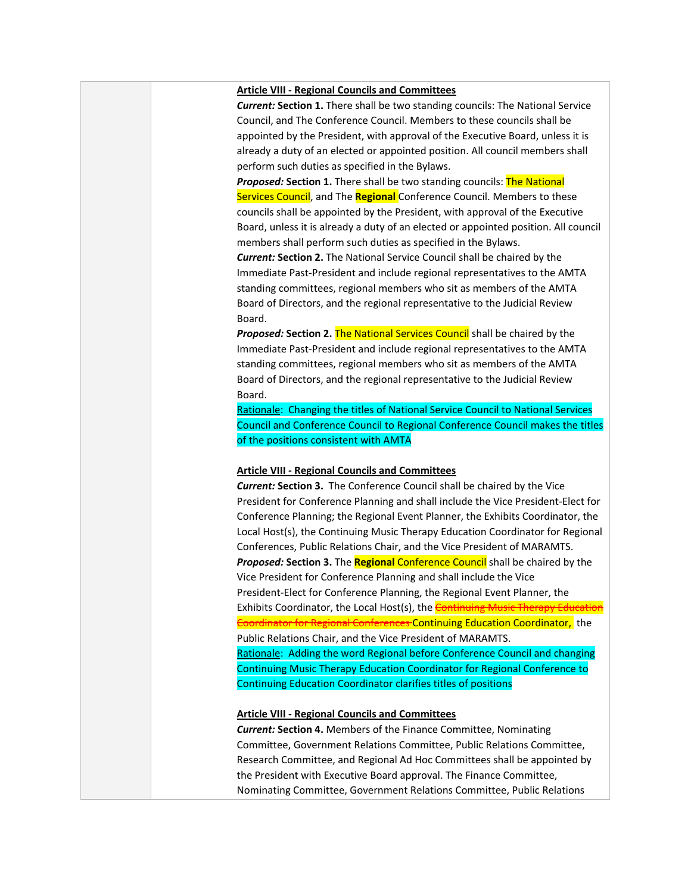**Article VIII - Regional Councils and Committees**

***Current:*** **Section 1.** There shall be two standing councils: The National Service Council, and The Conference Council. Members to these councils shall be appointed by the President, with approval of the Executive Board, unless it is already a duty of an elected or appointed position. All council members shall perform such duties as specified in the Bylaws.

***Proposed:*** **Section 1.** There shall be two standing councils: The National Services Council, and The **Regional** Conference Council. Members to these councils shall be appointed by the President, with approval of the Executive Board, unless it is already a duty of an elected or appointed position. All council members shall perform such duties as specified in the Bylaws.

***Current:*** **Section 2.** The National Service Council shall be chaired by the Immediate Past-President and include regional representatives to the AMTA standing committees, regional members who sit as members of the AMTA Board of Directors, and the regional representative to the Judicial Review Board.

***Proposed:*** **Section 2.** The National Services Council shall be chaired by the Immediate Past-President and include regional representatives to the AMTA standing committees, regional members who sit as members of the AMTA Board of Directors, and the regional representative to the Judicial Review Board.

Rationale: Changing the titles of National Service Council to National Services Council and Conference Council to Regional Conference Council makes the titles of the positions consistent with AMTA

**Article VIII - Regional Councils and Committees**

***Current:*** **Section 3.** The Conference Council shall be chaired by the Vice President for Conference Planning and shall include the Vice President-Elect for Conference Planning; the Regional Event Planner, the Exhibits Coordinator, the Local Host(s), the Continuing Music Therapy Education Coordinator for Regional Conferences, Public Relations Chair, and the Vice President of MARAMTS.

***Proposed:*** **Section 3.** The **Regional** Conference Council shall be chaired by the Vice President for Conference Planning and shall include the Vice President-Elect for Conference Planning, the Regional Event Planner, the Exhibits Coordinator, the Local Host(s), the ~~Continuing Music Therapy Education Coordinator for Regional Conferences~~ Continuing Education Coordinator, the Public Relations Chair, and the Vice President of MARAMTS.

Rationale: Adding the word Regional before Conference Council and changing Continuing Music Therapy Education Coordinator for Regional Conference to Continuing Education Coordinator clarifies titles of positions

**Article VIII - Regional Councils and Committees**

***Current:*** **Section 4.** Members of the Finance Committee, Nominating Committee, Government Relations Committee, Public Relations Committee, Research Committee, and Regional Ad Hoc Committees shall be appointed by the President with Executive Board approval. The Finance Committee, Nominating Committee, Government Relations Committee, Public Relations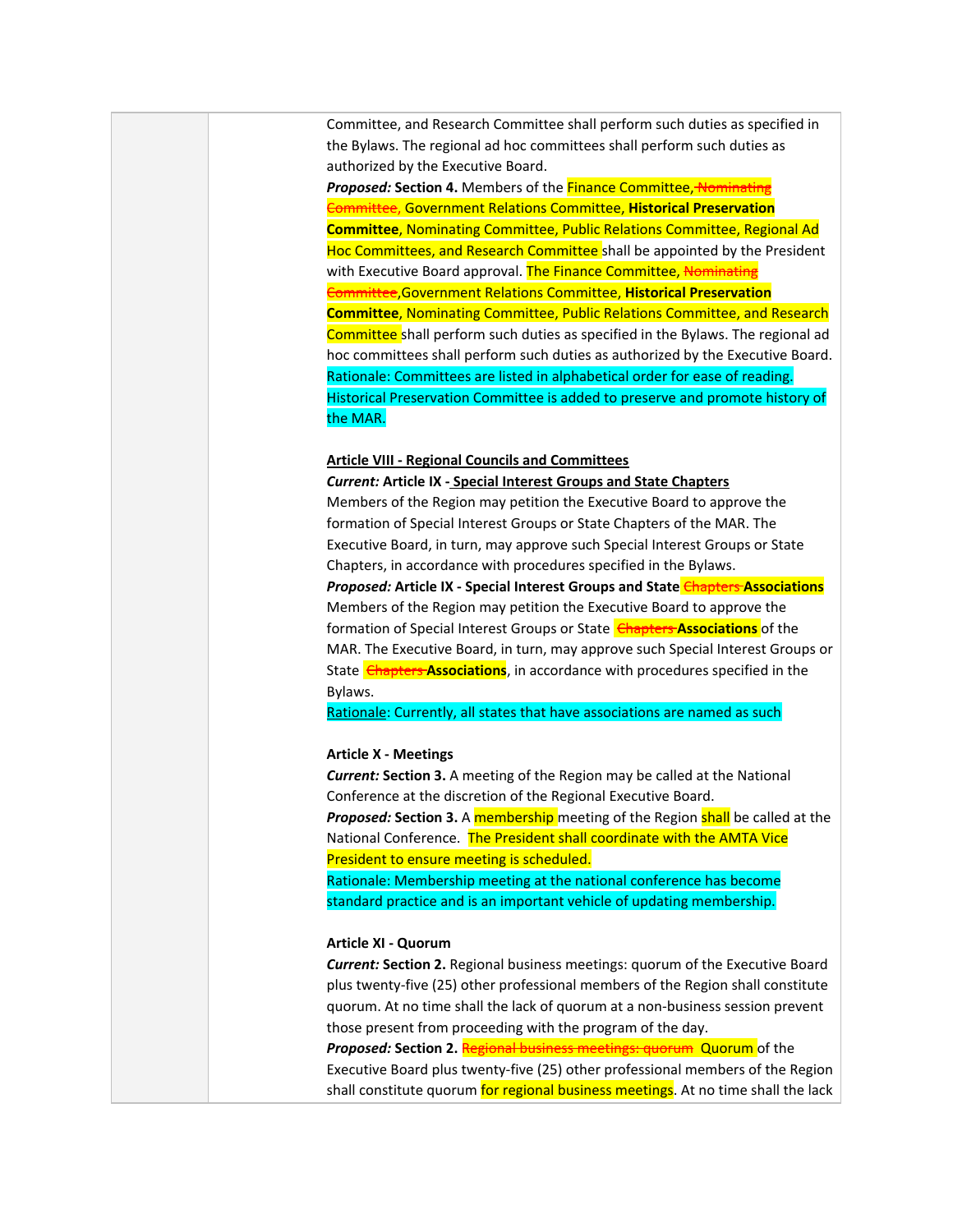Committee, and Research Committee shall perform such duties as specified in the Bylaws. The regional ad hoc committees shall perform such duties as authorized by the Executive Board.

***Proposed:*** **Section 4.** Members of the Finance Committee, ~~Nominating Committee,~~ Government Relations Committee, **Historical Preservation Committee**, Nominating Committee, Public Relations Committee, Regional Ad Hoc Committees, and Research Committee shall be appointed by the President with Executive Board approval. The Finance Committee, ~~Nominating Committee~~, Government Relations Committee, **Historical Preservation Committee**, Nominating Committee, Public Relations Committee, and Research Committee shall perform such duties as specified in the Bylaws. The regional ad hoc committees shall perform such duties as authorized by the Executive Board.

Rationale: Committees are listed in alphabetical order for ease of reading. Historical Preservation Committee is added to preserve and promote history of the MAR.

**Article VIII - Regional Councils and Committees**

***Current:*** **Article IX - Special Interest Groups and State Chapters**

Members of the Region may petition the Executive Board to approve the formation of Special Interest Groups or State Chapters of the MAR. The Executive Board, in turn, may approve such Special Interest Groups or State Chapters, in accordance with procedures specified in the Bylaws.

***Proposed:*** **Article IX - Special Interest Groups and State ~~Chapters~~ Associations**

Members of the Region may petition the Executive Board to approve the formation of Special Interest Groups or State ~~Chapters~~ **Associations** of the MAR. The Executive Board, in turn, may approve such Special Interest Groups or State ~~Chapters~~ **Associations**, in accordance with procedures specified in the Bylaws.

Rationale: Currently, all states that have associations are named as such

**Article X - Meetings**

***Current:*** **Section 3.** A meeting of the Region may be called at the National Conference at the discretion of the Regional Executive Board.

***Proposed:*** **Section 3.** A membership meeting of the Region shall be called at the National Conference. The President shall coordinate with the AMTA Vice President to ensure meeting is scheduled.

Rationale: Membership meeting at the national conference has become standard practice and is an important vehicle of updating membership.

**Article XI - Quorum**

***Current:*** **Section 2.** Regional business meetings: quorum of the Executive Board plus twenty-five (25) other professional members of the Region shall constitute quorum. At no time shall the lack of quorum at a non-business session prevent those present from proceeding with the program of the day.

***Proposed:*** **Section 2.** ~~Regional business meetings: quorum~~ Quorum of the Executive Board plus twenty-five (25) other professional members of the Region shall constitute quorum for regional business meetings. At no time shall the lack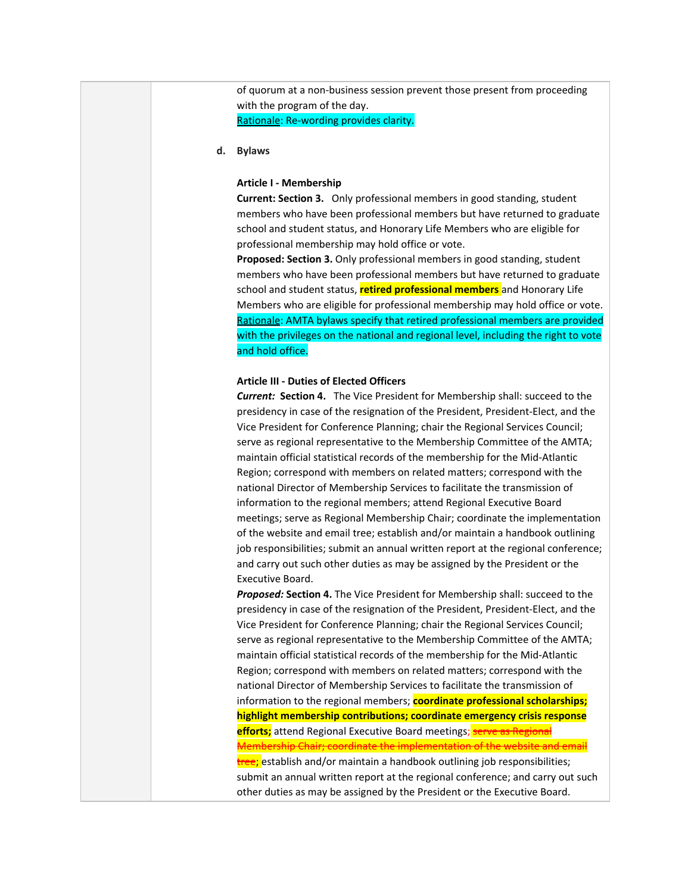of quorum at a non-business session prevent those present from proceeding with the program of the day.
Rationale: Re-wording provides clarity.

**d. Bylaws**

**Article I - Membership**
**Current: Section 3.** Only professional members in good standing, student members who have been professional members but have returned to graduate school and student status, and Honorary Life Members who are eligible for professional membership may hold office or vote.
**Proposed: Section 3.** Only professional members in good standing, student members who have been professional members but have returned to graduate school and student status, **retired professional members** and Honorary Life Members who are eligible for professional membership may hold office or vote.
Rationale: AMTA bylaws specify that retired professional members are provided with the privileges on the national and regional level, including the right to vote and hold office.

**Article III - Duties of Elected Officers**
***Current:* Section 4.** The Vice President for Membership shall: succeed to the presidency in case of the resignation of the President, President-Elect, and the Vice President for Conference Planning; chair the Regional Services Council; serve as regional representative to the Membership Committee of the AMTA; maintain official statistical records of the membership for the Mid-Atlantic Region; correspond with members on related matters; correspond with the national Director of Membership Services to facilitate the transmission of information to the regional members; attend Regional Executive Board meetings; serve as Regional Membership Chair; coordinate the implementation of the website and email tree; establish and/or maintain a handbook outlining job responsibilities; submit an annual written report at the regional conference; and carry out such other duties as may be assigned by the President or the Executive Board.
***Proposed:* Section 4.** The Vice President for Membership shall: succeed to the presidency in case of the resignation of the President, President-Elect, and the Vice President for Conference Planning; chair the Regional Services Council; serve as regional representative to the Membership Committee of the AMTA; maintain official statistical records of the membership for the Mid-Atlantic Region; correspond with members on related matters; correspond with the national Director of Membership Services to facilitate the transmission of information to the regional members; **coordinate professional scholarships; highlight membership contributions; coordinate emergency crisis response efforts;** attend Regional Executive Board meetings; ~~serve as Regional Membership Chair; coordinate the implementation of the website and email tree~~; establish and/or maintain a handbook outlining job responsibilities; submit an annual written report at the regional conference; and carry out such other duties as may be assigned by the President or the Executive Board.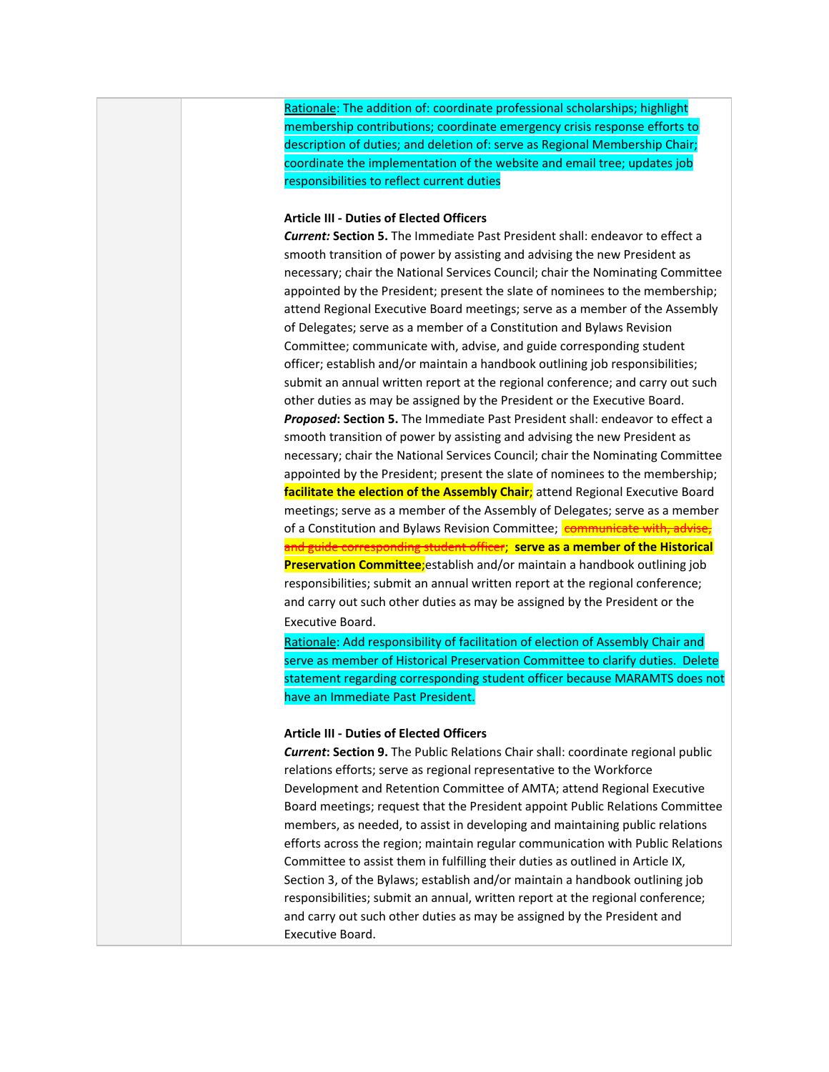Rationale: The addition of: coordinate professional scholarships; highlight membership contributions; coordinate emergency crisis response efforts to description of duties; and deletion of: serve as Regional Membership Chair; coordinate the implementation of the website and email tree; updates job responsibilities to reflect current duties

**Article III - Duties of Elected Officers**

***Current:*** **Section 5.** The Immediate Past President shall: endeavor to effect a smooth transition of power by assisting and advising the new President as necessary; chair the National Services Council; chair the Nominating Committee appointed by the President; present the slate of nominees to the membership; attend Regional Executive Board meetings; serve as a member of the Assembly of Delegates; serve as a member of a Constitution and Bylaws Revision Committee; communicate with, advise, and guide corresponding student officer; establish and/or maintain a handbook outlining job responsibilities; submit an annual written report at the regional conference; and carry out such other duties as may be assigned by the President or the Executive Board.

***Proposed*****: Section 5.** The Immediate Past President shall: endeavor to effect a smooth transition of power by assisting and advising the new President as necessary; chair the National Services Council; chair the Nominating Committee appointed by the President; present the slate of nominees to the membership; **facilitate the election of the Assembly Chair**; attend Regional Executive Board meetings; serve as a member of the Assembly of Delegates; serve as a member of a Constitution and Bylaws Revision Committee; ~~communicate with, advise, and guide corresponding student officer~~; **serve as a member of the Historical Preservation Committee**;establish and/or maintain a handbook outlining job responsibilities; submit an annual written report at the regional conference; and carry out such other duties as may be assigned by the President or the Executive Board.

Rationale: Add responsibility of facilitation of election of Assembly Chair and serve as member of Historical Preservation Committee to clarify duties. Delete statement regarding corresponding student officer because MARAMTS does not have an Immediate Past President.

**Article III - Duties of Elected Officers**

***Current*****: Section 9.** The Public Relations Chair shall: coordinate regional public relations efforts; serve as regional representative to the Workforce Development and Retention Committee of AMTA; attend Regional Executive Board meetings; request that the President appoint Public Relations Committee members, as needed, to assist in developing and maintaining public relations efforts across the region; maintain regular communication with Public Relations Committee to assist them in fulfilling their duties as outlined in Article IX, Section 3, of the Bylaws; establish and/or maintain a handbook outlining job responsibilities; submit an annual, written report at the regional conference; and carry out such other duties as may be assigned by the President and Executive Board.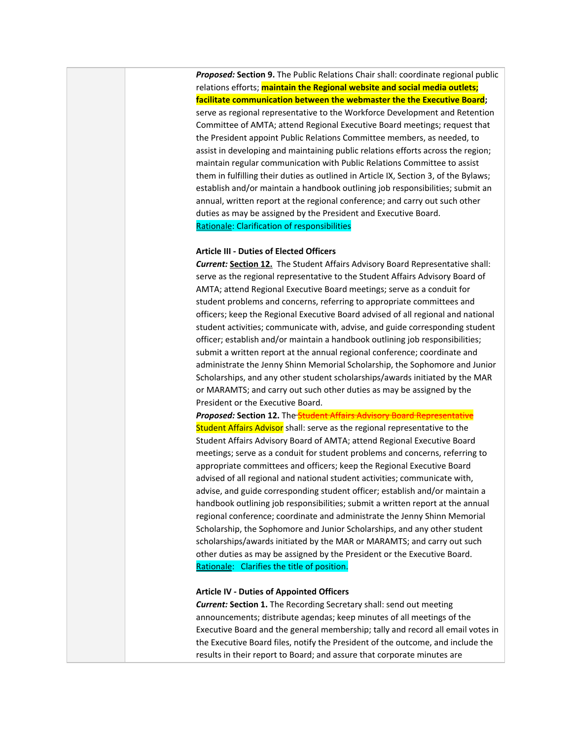***Proposed:* Section 9.** The Public Relations Chair shall: coordinate regional public relations efforts; **maintain the Regional website and social media outlets; facilitate communication between the webmaster the the Executive Board;** serve as regional representative to the Workforce Development and Retention Committee of AMTA; attend Regional Executive Board meetings; request that the President appoint Public Relations Committee members, as needed, to assist in developing and maintaining public relations efforts across the region; maintain regular communication with Public Relations Committee to assist them in fulfilling their duties as outlined in Article IX, Section 3, of the Bylaws; establish and/or maintain a handbook outlining job responsibilities; submit an annual, written report at the regional conference; and carry out such other duties as may be assigned by the President and Executive Board.
Rationale: Clarification of responsibilities

**Article III - Duties of Elected Officers**
***Current:* Section 12.** The Student Affairs Advisory Board Representative shall: serve as the regional representative to the Student Affairs Advisory Board of AMTA; attend Regional Executive Board meetings; serve as a conduit for student problems and concerns, referring to appropriate committees and officers; keep the Regional Executive Board advised of all regional and national student activities; communicate with, advise, and guide corresponding student officer; establish and/or maintain a handbook outlining job responsibilities; submit a written report at the annual regional conference; coordinate and administrate the Jenny Shinn Memorial Scholarship, the Sophomore and Junior Scholarships, and any other student scholarships/awards initiated by the MAR or MARAMTS; and carry out such other duties as may be assigned by the President or the Executive Board.
***Proposed:* Section 12.** The ~~Student Affairs Advisory Board Representative~~ Student Affairs Advisor shall: serve as the regional representative to the Student Affairs Advisory Board of AMTA; attend Regional Executive Board meetings; serve as a conduit for student problems and concerns, referring to appropriate committees and officers; keep the Regional Executive Board advised of all regional and national student activities; communicate with, advise, and guide corresponding student officer; establish and/or maintain a handbook outlining job responsibilities; submit a written report at the annual regional conference; coordinate and administrate the Jenny Shinn Memorial Scholarship, the Sophomore and Junior Scholarships, and any other student scholarships/awards initiated by the MAR or MARAMTS; and carry out such other duties as may be assigned by the President or the Executive Board.
Rationale: Clarifies the title of position.

**Article IV - Duties of Appointed Officers**
***Current:* Section 1.** The Recording Secretary shall: send out meeting announcements; distribute agendas; keep minutes of all meetings of the Executive Board and the general membership; tally and record all email votes in the Executive Board files, notify the President of the outcome, and include the results in their report to Board; and assure that corporate minutes are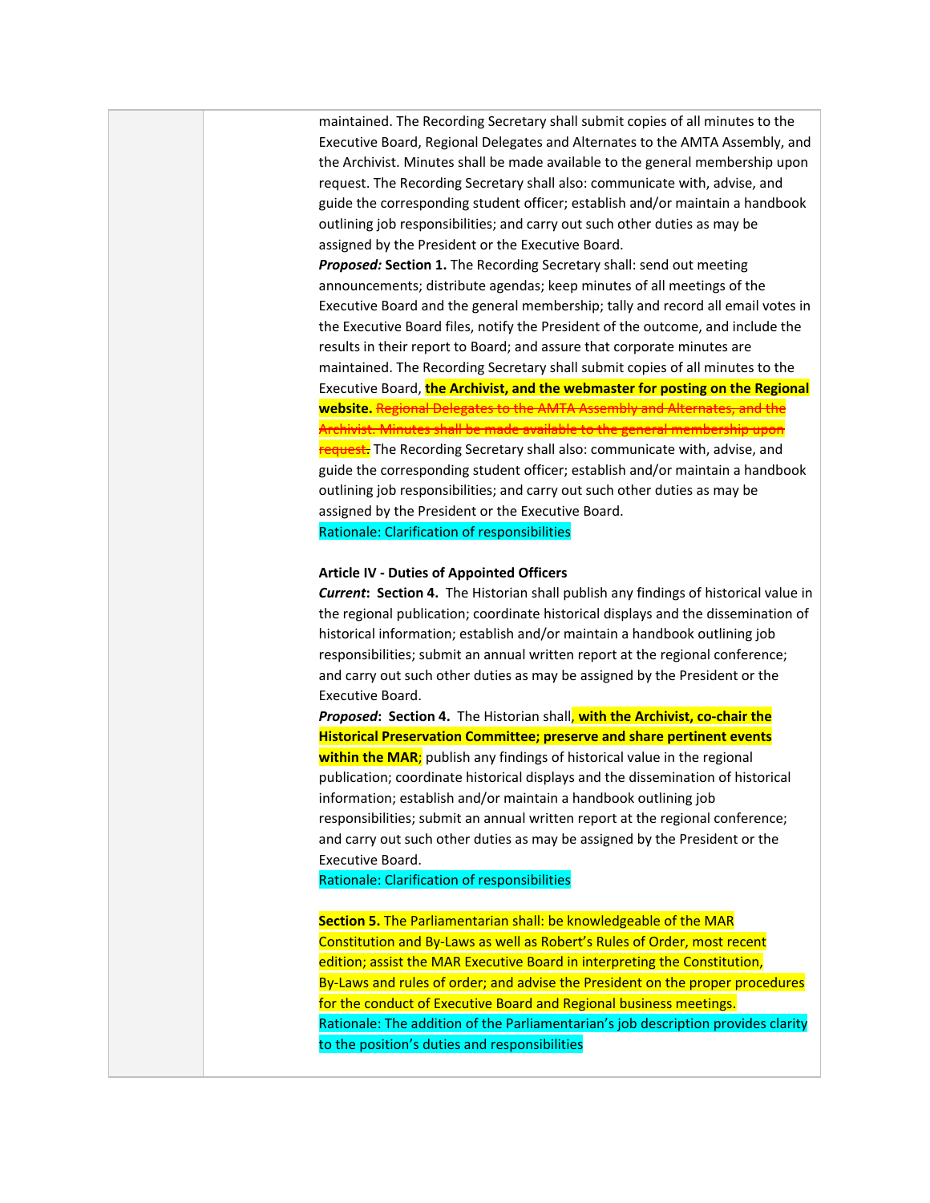maintained. The Recording Secretary shall submit copies of all minutes to the Executive Board, Regional Delegates and Alternates to the AMTA Assembly, and the Archivist. Minutes shall be made available to the general membership upon request. The Recording Secretary shall also: communicate with, advise, and guide the corresponding student officer; establish and/or maintain a handbook outlining job responsibilities; and carry out such other duties as may be assigned by the President or the Executive Board.

***Proposed:*** **Section 1.** The Recording Secretary shall: send out meeting announcements; distribute agendas; keep minutes of all meetings of the Executive Board and the general membership; tally and record all email votes in the Executive Board files, notify the President of the outcome, and include the results in their report to Board; and assure that corporate minutes are maintained. The Recording Secretary shall submit copies of all minutes to the Executive Board, **the Archivist, and the webmaster for posting on the Regional website.** ~~Regional Delegates to the AMTA Assembly and Alternates, and the Archivist. Minutes shall be made available to the general membership upon request.~~ The Recording Secretary shall also: communicate with, advise, and guide the corresponding student officer; establish and/or maintain a handbook outlining job responsibilities; and carry out such other duties as may be assigned by the President or the Executive Board.

Rationale: Clarification of responsibilities

**Article IV - Duties of Appointed Officers**

***Current*:** **Section 4.** The Historian shall publish any findings of historical value in the regional publication; coordinate historical displays and the dissemination of historical information; establish and/or maintain a handbook outlining job responsibilities; submit an annual written report at the regional conference; and carry out such other duties as may be assigned by the President or the Executive Board.

***Proposed*:** **Section 4.** The Historian shall**, with the Archivist, co-chair the Historical Preservation Committee; preserve and share pertinent events within the MAR**; publish any findings of historical value in the regional publication; coordinate historical displays and the dissemination of historical information; establish and/or maintain a handbook outlining job responsibilities; submit an annual written report at the regional conference; and carry out such other duties as may be assigned by the President or the Executive Board.

Rationale: Clarification of responsibilities

**Section 5.** The Parliamentarian shall: be knowledgeable of the MAR Constitution and By-Laws as well as Robert's Rules of Order, most recent edition; assist the MAR Executive Board in interpreting the Constitution, By-Laws and rules of order; and advise the President on the proper procedures for the conduct of Executive Board and Regional business meetings.

Rationale: The addition of the Parliamentarian's job description provides clarity to the position's duties and responsibilities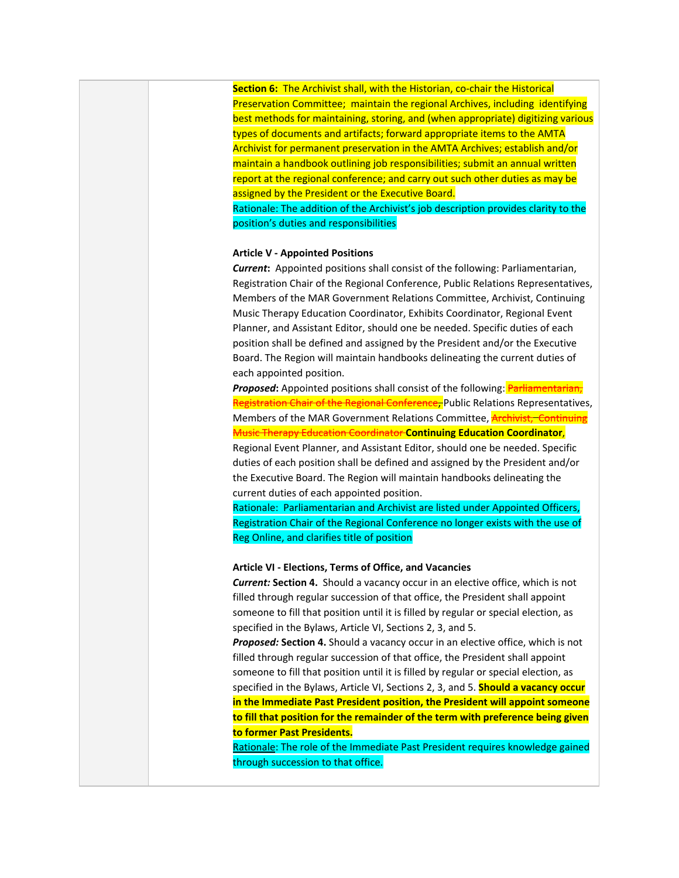**Section 6:** The Archivist shall, with the Historian, co-chair the Historical Preservation Committee; maintain the regional Archives, including identifying best methods for maintaining, storing, and (when appropriate) digitizing various types of documents and artifacts; forward appropriate items to the AMTA Archivist for permanent preservation in the AMTA Archives; establish and/or maintain a handbook outlining job responsibilities; submit an annual written report at the regional conference; and carry out such other duties as may be assigned by the President or the Executive Board.

Rationale: The addition of the Archivist's job description provides clarity to the position's duties and responsibilities

**Article V - Appointed Positions**

***Current*:** Appointed positions shall consist of the following: Parliamentarian, Registration Chair of the Regional Conference, Public Relations Representatives, Members of the MAR Government Relations Committee, Archivist, Continuing Music Therapy Education Coordinator, Exhibits Coordinator, Regional Event Planner, and Assistant Editor, should one be needed. Specific duties of each position shall be defined and assigned by the President and/or the Executive Board. The Region will maintain handbooks delineating the current duties of each appointed position.

***Proposed*:** Appointed positions shall consist of the following: ~~Parliamentarian, Registration Chair of the Regional Conference,~~ Public Relations Representatives, Members of the MAR Government Relations Committee, ~~Archivist, Continuing Music Therapy Education Coordinator~~ **Continuing Education Coordinator**, Regional Event Planner, and Assistant Editor, should one be needed. Specific duties of each position shall be defined and assigned by the President and/or the Executive Board. The Region will maintain handbooks delineating the current duties of each appointed position.

Rationale: Parliamentarian and Archivist are listed under Appointed Officers, Registration Chair of the Regional Conference no longer exists with the use of Reg Online, and clarifies title of position

**Article VI - Elections, Terms of Office, and Vacancies**

***Current:* Section 4.** Should a vacancy occur in an elective office, which is not filled through regular succession of that office, the President shall appoint someone to fill that position until it is filled by regular or special election, as specified in the Bylaws, Article VI, Sections 2, 3, and 5.

***Proposed:* Section 4.** Should a vacancy occur in an elective office, which is not filled through regular succession of that office, the President shall appoint someone to fill that position until it is filled by regular or special election, as specified in the Bylaws, Article VI, Sections 2, 3, and 5. **Should a vacancy occur in the Immediate Past President position, the President will appoint someone to fill that position for the remainder of the term with preference being given to former Past Presidents.**

Rationale: The role of the Immediate Past President requires knowledge gained through succession to that office.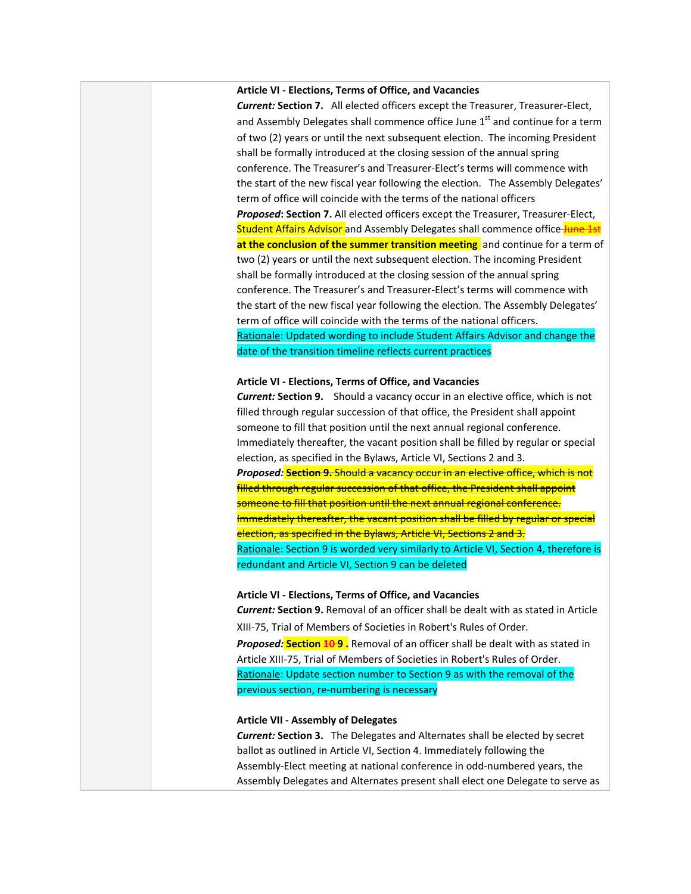**Article VI - Elections, Terms of Office, and Vacancies**

***Current:*** **Section 7.** All elected officers except the Treasurer, Treasurer-Elect, and Assembly Delegates shall commence office June 1st and continue for a term of two (2) years or until the next subsequent election. The incoming President shall be formally introduced at the closing session of the annual spring conference. The Treasurer's and Treasurer-Elect's terms will commence with the start of the new fiscal year following the election. The Assembly Delegates' term of office will coincide with the terms of the national officers

***Proposed*:** **Section 7.** All elected officers except the Treasurer, Treasurer-Elect, Student Affairs Advisor and Assembly Delegates shall commence office ~~June 1st~~ **at the conclusion of the summer transition meeting** and continue for a term of two (2) years or until the next subsequent election. The incoming President shall be formally introduced at the closing session of the annual spring conference. The Treasurer's and Treasurer-Elect's terms will commence with the start of the new fiscal year following the election. The Assembly Delegates' term of office will coincide with the terms of the national officers.

Rationale: Updated wording to include Student Affairs Advisor and change the date of the transition timeline reflects current practices

**Article VI - Elections, Terms of Office, and Vacancies**

***Current:*** **Section 9.** Should a vacancy occur in an elective office, which is not filled through regular succession of that office, the President shall appoint someone to fill that position until the next annual regional conference. Immediately thereafter, the vacant position shall be filled by regular or special election, as specified in the Bylaws, Article VI, Sections 2 and 3.

***Proposed:*** ~~**Section 9.** Should a vacancy occur in an elective office, which is not filled through regular succession of that office, the President shall appoint someone to fill that position until the next annual regional conference. Immediately thereafter, the vacant position shall be filled by regular or special election, as specified in the Bylaws, Article VI, Sections 2 and 3.~~

Rationale: Section 9 is worded very similarly to Article VI, Section 4, therefore is redundant and Article VI, Section 9 can be deleted

**Article VI - Elections, Terms of Office, and Vacancies**

***Current:*** **Section 9.** Removal of an officer shall be dealt with as stated in Article XIII-75, Trial of Members of Societies in Robert's Rules of Order.

***Proposed:*** **Section ~~10~~ 9 .** Removal of an officer shall be dealt with as stated in Article XIII-75, Trial of Members of Societies in Robert's Rules of Order.

Rationale: Update section number to Section 9 as with the removal of the previous section, re-numbering is necessary

**Article VII - Assembly of Delegates**

***Current:*** **Section 3.** The Delegates and Alternates shall be elected by secret ballot as outlined in Article VI, Section 4. Immediately following the Assembly-Elect meeting at national conference in odd-numbered years, the Assembly Delegates and Alternates present shall elect one Delegate to serve as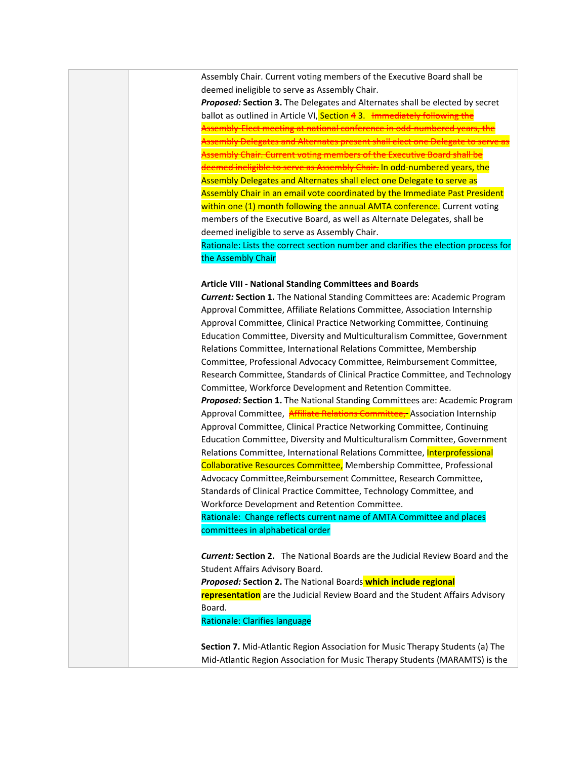Assembly Chair. Current voting members of the Executive Board shall be deemed ineligible to serve as Assembly Chair.

***Proposed:* Section 3.** The Delegates and Alternates shall be elected by secret ballot as outlined in Article VI, Section ~~4~~ 3. ~~Immediately following the Assembly-Elect meeting at national conference in odd-numbered years, the Assembly Delegates and Alternates present shall elect one Delegate to serve as Assembly Chair. Current voting members of the Executive Board shall be deemed ineligible to serve as Assembly Chair.~~ In odd-numbered years, the Assembly Delegates and Alternates shall elect one Delegate to serve as Assembly Chair in an email vote coordinated by the Immediate Past President within one (1) month following the annual AMTA conference. Current voting members of the Executive Board, as well as Alternate Delegates, shall be deemed ineligible to serve as Assembly Chair.

Rationale: Lists the correct section number and clarifies the election process for the Assembly Chair

**Article VIII - National Standing Committees and Boards**

***Current:* Section 1.** The National Standing Committees are: Academic Program Approval Committee, Affiliate Relations Committee, Association Internship Approval Committee, Clinical Practice Networking Committee, Continuing Education Committee, Diversity and Multiculturalism Committee, Government Relations Committee, International Relations Committee, Membership Committee, Professional Advocacy Committee, Reimbursement Committee, Research Committee, Standards of Clinical Practice Committee, and Technology Committee, Workforce Development and Retention Committee.

***Proposed:* Section 1.** The National Standing Committees are: Academic Program Approval Committee, ~~Affiliate Relations Committee,~~ Association Internship Approval Committee, Clinical Practice Networking Committee, Continuing Education Committee, Diversity and Multiculturalism Committee, Government Relations Committee, International Relations Committee, Interprofessional Collaborative Resources Committee, Membership Committee, Professional Advocacy Committee,Reimbursement Committee, Research Committee, Standards of Clinical Practice Committee, Technology Committee, and Workforce Development and Retention Committee.

Rationale: Change reflects current name of AMTA Committee and places committees in alphabetical order

***Current:* Section 2.** The National Boards are the Judicial Review Board and the Student Affairs Advisory Board.

***Proposed:* Section 2.** The National Boards **which include regional representation** are the Judicial Review Board and the Student Affairs Advisory Board.

Rationale: Clarifies language

**Section 7.** Mid-Atlantic Region Association for Music Therapy Students (a) The Mid-Atlantic Region Association for Music Therapy Students (MARAMTS) is the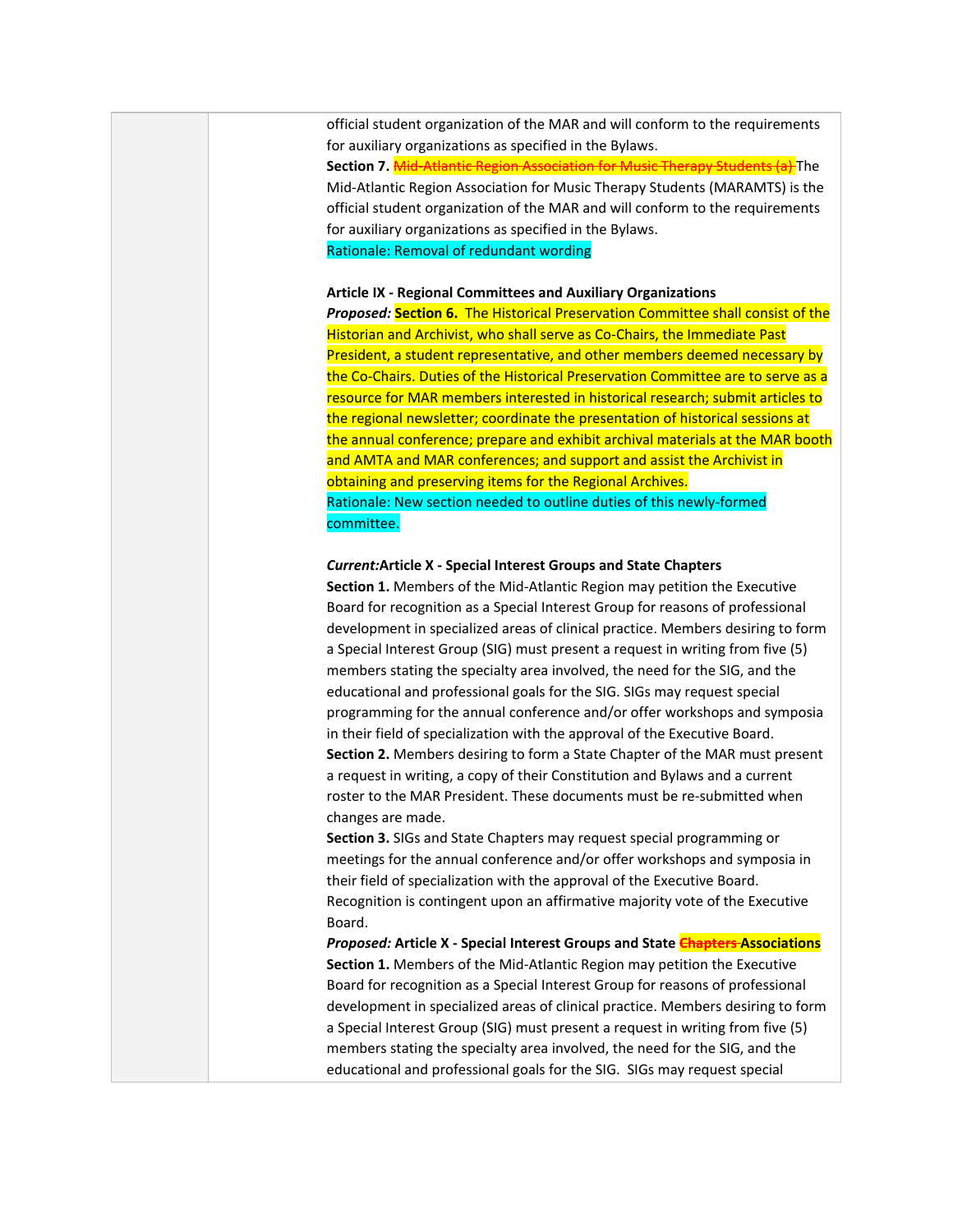official student organization of the MAR and will conform to the requirements for auxiliary organizations as specified in the Bylaws.

**Section 7.** ~~Mid-Atlantic Region Association for Music Therapy Students (a)~~ The Mid-Atlantic Region Association for Music Therapy Students (MARAMTS) is the official student organization of the MAR and will conform to the requirements for auxiliary organizations as specified in the Bylaws.

Rationale: Removal of redundant wording

**Article IX - Regional Committees and Auxiliary Organizations**

***Proposed:*** **Section 6.** The Historical Preservation Committee shall consist of the Historian and Archivist, who shall serve as Co-Chairs, the Immediate Past President, a student representative, and other members deemed necessary by the Co-Chairs. Duties of the Historical Preservation Committee are to serve as a resource for MAR members interested in historical research; submit articles to the regional newsletter; coordinate the presentation of historical sessions at the annual conference; prepare and exhibit archival materials at the MAR booth and AMTA and MAR conferences; and support and assist the Archivist in obtaining and preserving items for the Regional Archives.

Rationale: New section needed to outline duties of this newly-formed committee.

***Current:*** **Article X - Special Interest Groups and State Chapters**

**Section 1.** Members of the Mid-Atlantic Region may petition the Executive Board for recognition as a Special Interest Group for reasons of professional development in specialized areas of clinical practice. Members desiring to form a Special Interest Group (SIG) must present a request in writing from five (5) members stating the specialty area involved, the need for the SIG, and the educational and professional goals for the SIG. SIGs may request special programming for the annual conference and/or offer workshops and symposia in their field of specialization with the approval of the Executive Board.

**Section 2.** Members desiring to form a State Chapter of the MAR must present a request in writing, a copy of their Constitution and Bylaws and a current roster to the MAR President. These documents must be re-submitted when changes are made.

**Section 3.** SIGs and State Chapters may request special programming or meetings for the annual conference and/or offer workshops and symposia in their field of specialization with the approval of the Executive Board. Recognition is contingent upon an affirmative majority vote of the Executive Board.

***Proposed:*** **Article X - Special Interest Groups and State ~~Chapters~~ Associations**

**Section 1.** Members of the Mid-Atlantic Region may petition the Executive Board for recognition as a Special Interest Group for reasons of professional development in specialized areas of clinical practice. Members desiring to form a Special Interest Group (SIG) must present a request in writing from five (5) members stating the specialty area involved, the need for the SIG, and the educational and professional goals for the SIG. SIGs may request special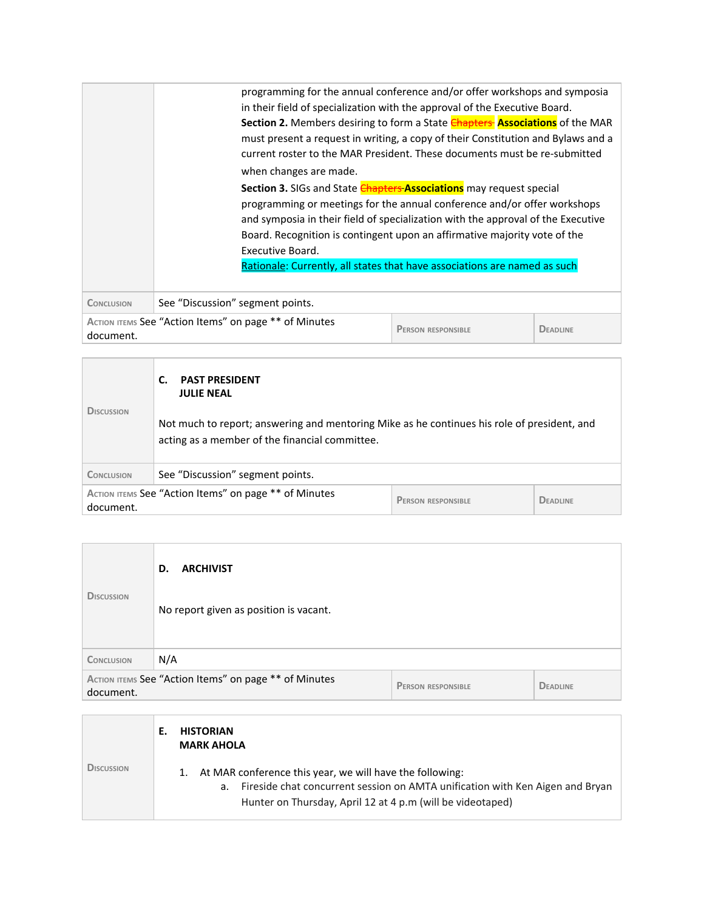| | |
|---|---|
| | programming for the annual conference and/or offer workshops and symposia in their field of specialization with the approval of the Executive Board.<br>**Section 2.** Members desiring to form a State ~~Chapters~~ **Associations** of the MAR must present a request in writing, a copy of their Constitution and Bylaws and a current roster to the MAR President. These documents must be re-submitted when changes are made.<br>**Section 3.** SIGs and State ~~Chapters~~ **Associations** may request special programming or meetings for the annual conference and/or offer workshops and symposia in their field of specialization with the approval of the Executive Board. Recognition is contingent upon an affirmative majority vote of the Executive Board.<br>Rationale: Currently, all states that have associations are named as such |
| Conclusion | See "Discussion" segment points. |

| Action items | Person responsible | Deadline |
|---|---|---|
| See "Action Items" on page ** of Minutes document. | | |

| | |
|---|---|
| Discussion | **C. PAST PRESIDENT**<br>**JULIE NEAL**<br><br>Not much to report; answering and mentoring Mike as he continues his role of president, and acting as a member of the financial committee. |
| Conclusion | See "Discussion" segment points. |

| Action items | Person responsible | Deadline |
|---|---|---|
| See "Action Items" on page ** of Minutes document. | | |

| | |
|---|---|
| Discussion | **D. ARCHIVIST**<br><br>No report given as position is vacant. |
| Conclusion | N/A |

| Action items | Person responsible | Deadline |
|---|---|---|
| See "Action Items" on page ** of Minutes document. | | |

| | |
|---|---|
| Discussion | **E. HISTORIAN**<br>**MARK AHOLA**<br><br>1. At MAR conference this year, we will have the following:<br>a. Fireside chat concurrent session on AMTA unification with Ken Aigen and Bryan Hunter on Thursday, April 12 at 4 p.m (will be videotaped) |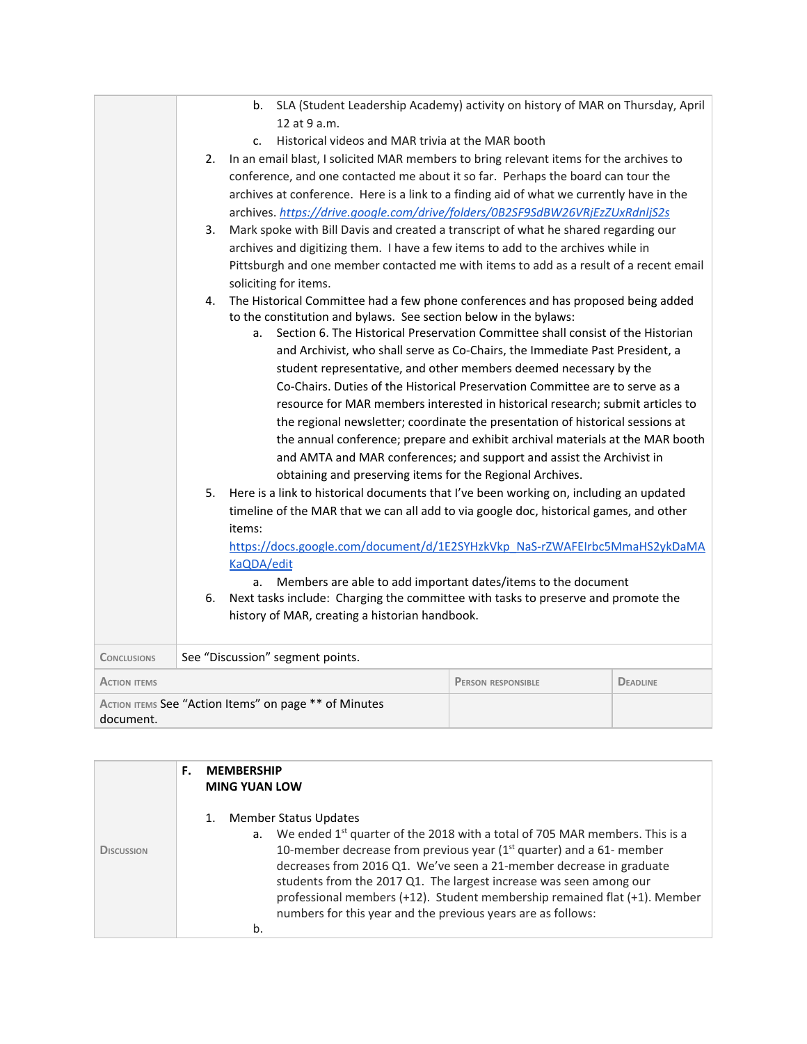| | |
|---|---|
| | b. SLA (Student Leadership Academy) activity on history of MAR on Thursday, April 12 at 9 a.m.<br>c. Historical videos and MAR trivia at the MAR booth<br>2. In an email blast, I solicited MAR members to bring relevant items for the archives to conference, and one contacted me about it so far. Perhaps the board can tour the archives at conference. Here is a link to a finding aid of what we currently have in the archives. *https://drive.google.com/drive/folders/0B2SF9SdBW26VRjEzZUxRdnljS2s*<br>3. Mark spoke with Bill Davis and created a transcript of what he shared regarding our archives and digitizing them. I have a few items to add to the archives while in Pittsburgh and one member contacted me with items to add as a result of a recent email soliciting for items.<br>4. The Historical Committee had a few phone conferences and has proposed being added to the constitution and bylaws. See section below in the bylaws:<br>a. Section 6. The Historical Preservation Committee shall consist of the Historian and Archivist, who shall serve as Co-Chairs, the Immediate Past President, a student representative, and other members deemed necessary by the Co-Chairs. Duties of the Historical Preservation Committee are to serve as a resource for MAR members interested in historical research; submit articles to the regional newsletter; coordinate the presentation of historical sessions at the annual conference; prepare and exhibit archival materials at the MAR booth and AMTA and MAR conferences; and support and assist the Archivist in obtaining and preserving items for the Regional Archives.<br>5. Here is a link to historical documents that I've been working on, including an updated timeline of the MAR that we can all add to via google doc, historical games, and other items: https://docs.google.com/document/d/1E2SYHzkVkp_NaS-rZWAFEIrbc5MmaHS2ykDaMAKaQDA/edit<br>a. Members are able to add important dates/items to the document<br>6. Next tasks include: Charging the committee with tasks to preserve and promote the history of MAR, creating a historian handbook. |
| Conclusions | See "Discussion" segment points. |

| Action items | Person responsible | Deadline |
|---|---|---|
| Action items See "Action Items" on page ** of Minutes document. | | |

| | |
|---|---|
| Discussion | **F. MEMBERSHIP**<br>**MING YUAN LOW**<br><br>1. Member Status Updates<br>a. We ended 1st quarter of the 2018 with a total of 705 MAR members. This is a 10-member decrease from previous year (1st quarter) and a 61- member decreases from 2016 Q1. We've seen a 21-member decrease in graduate students from the 2017 Q1. The largest increase was seen among our professional members (+12). Student membership remained flat (+1). Member numbers for this year and the previous years are as follows:<br>b. |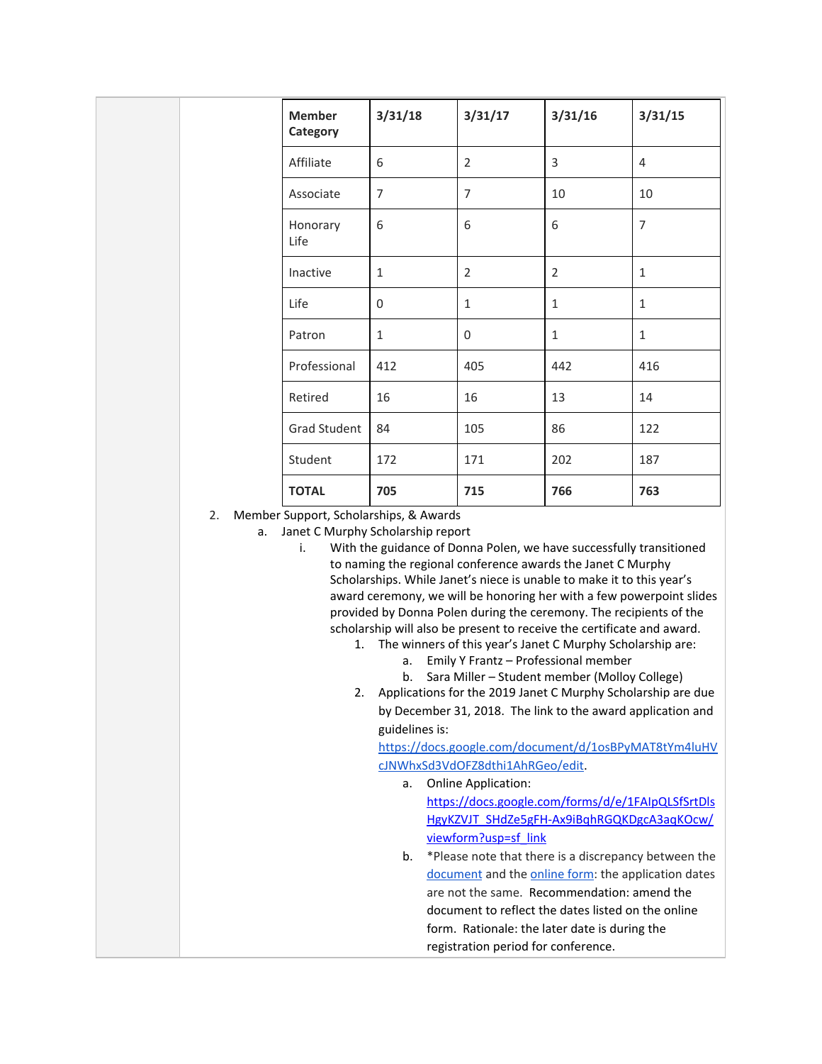| Member Category | 3/31/18 | 3/31/17 | 3/31/16 | 3/31/15 |
|---|---|---|---|---|
| Affiliate | 6 | 2 | 3 | 4 |
| Associate | 7 | 7 | 10 | 10 |
| Honorary Life | 6 | 6 | 6 | 7 |
| Inactive | 1 | 2 | 2 | 1 |
| Life | 0 | 1 | 1 | 1 |
| Patron | 1 | 0 | 1 | 1 |
| Professional | 412 | 405 | 442 | 416 |
| Retired | 16 | 16 | 13 | 14 |
| Grad Student | 84 | 105 | 86 | 122 |
| Student | 172 | 171 | 202 | 187 |
| **TOTAL** | **705** | **715** | **766** | **763** |

2. Member Support, Scholarships, & Awards
   a. Janet C Murphy Scholarship report
      i. With the guidance of Donna Polen, we have successfully transitioned to naming the regional conference awards the Janet C Murphy Scholarships. While Janet's niece is unable to make it to this year's award ceremony, we will be honoring her with a few powerpoint slides provided by Donna Polen during the ceremony. The recipients of the scholarship will also be present to receive the certificate and award.
         1. The winners of this year's Janet C Murphy Scholarship are:
            a. Emily Y Frantz – Professional member
            b. Sara Miller – Student member (Molloy College)
         2. Applications for the 2019 Janet C Murphy Scholarship are due by December 31, 2018. The link to the award application and guidelines is: https://docs.google.com/document/d/1osBPyMAT8tYm4luHVcJNWhxSd3VdOFZ8dthi1AhRGeo/edit.
            a. Online Application: https://docs.google.com/forms/d/e/1FAIpQLSfSrtDlsHgyKZVJT_SHdZe5gFH-Ax9iBqhRGQKDgcA3aqKOcw/viewform?usp=sf_link
            b. *Please note that there is a discrepancy between the document and the online form: the application dates are not the same. Recommendation: amend the document to reflect the dates listed on the online form. Rationale: the later date is during the registration period for conference.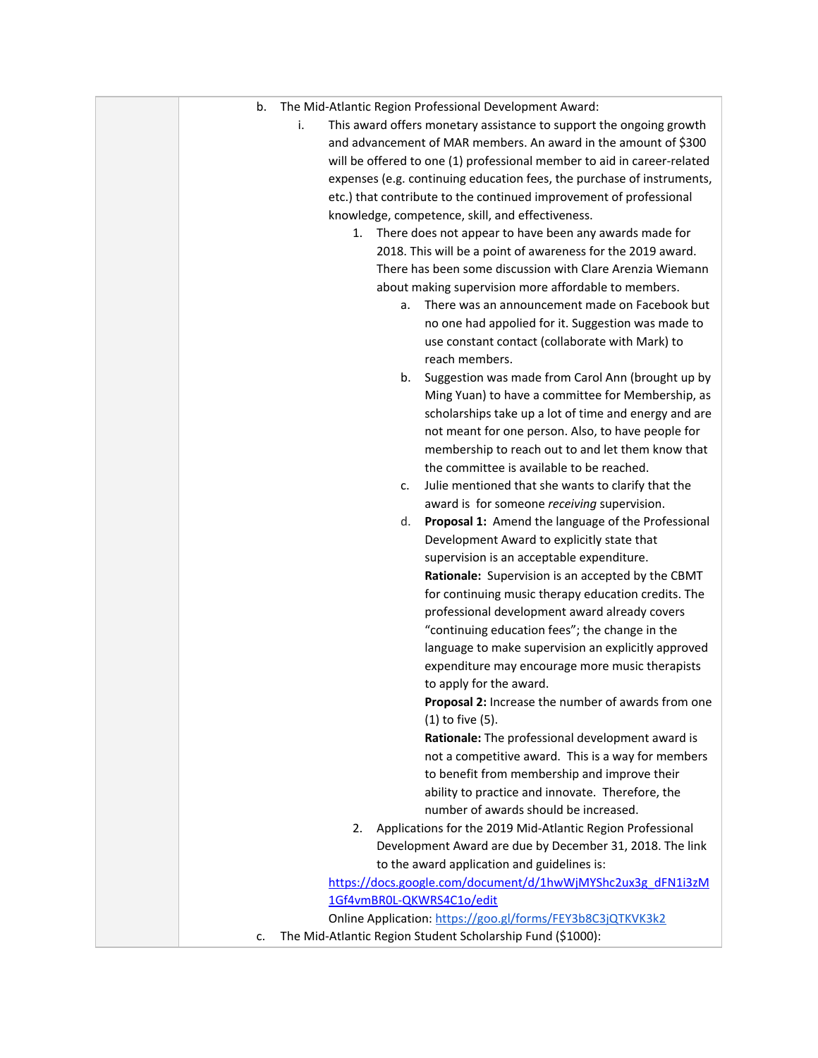b. The Mid-Atlantic Region Professional Development Award:

   i. This award offers monetary assistance to support the ongoing growth and advancement of MAR members. An award in the amount of $300 will be offered to one (1) professional member to aid in career-related expenses (e.g. continuing education fees, the purchase of instruments, etc.) that contribute to the continued improvement of professional knowledge, competence, skill, and effectiveness.

      1. There does not appear to have been any awards made for 2018. This will be a point of awareness for the 2019 award. There has been some discussion with Clare Arenzia Wiemann about making supervision more affordable to members.

         a. There was an announcement made on Facebook but no one had appolied for it. Suggestion was made to use constant contact (collaborate with Mark) to reach members.

         b. Suggestion was made from Carol Ann (brought up by Ming Yuan) to have a committee for Membership, as scholarships take up a lot of time and energy and are not meant for one person. Also, to have people for membership to reach out to and let them know that the committee is available to be reached.

         c. Julie mentioned that she wants to clarify that the award is for someone *receiving* supervision.

         d. **Proposal 1:** Amend the language of the Professional Development Award to explicitly state that supervision is an acceptable expenditure.

            **Rationale:** Supervision is an accepted by the CBMT for continuing music therapy education credits. The professional development award already covers "continuing education fees"; the change in the language to make supervision an explicitly approved expenditure may encourage more music therapists to apply for the award.

            **Proposal 2:** Increase the number of awards from one (1) to five (5).

            **Rationale:** The professional development award is not a competitive award. This is a way for members to benefit from membership and improve their ability to practice and innovate. Therefore, the number of awards should be increased.

      2. Applications for the 2019 Mid-Atlantic Region Professional Development Award are due by December 31, 2018. The link to the award application and guidelines is:

   https://docs.google.com/document/d/1hwWjMYShc2ux3g_dFN1i3zM1Gf4vmBR0L-QKWRS4C1o/edit

   Online Application: https://goo.gl/forms/FEY3b8C3jQTKVK3k2

c. The Mid-Atlantic Region Student Scholarship Fund ($1000):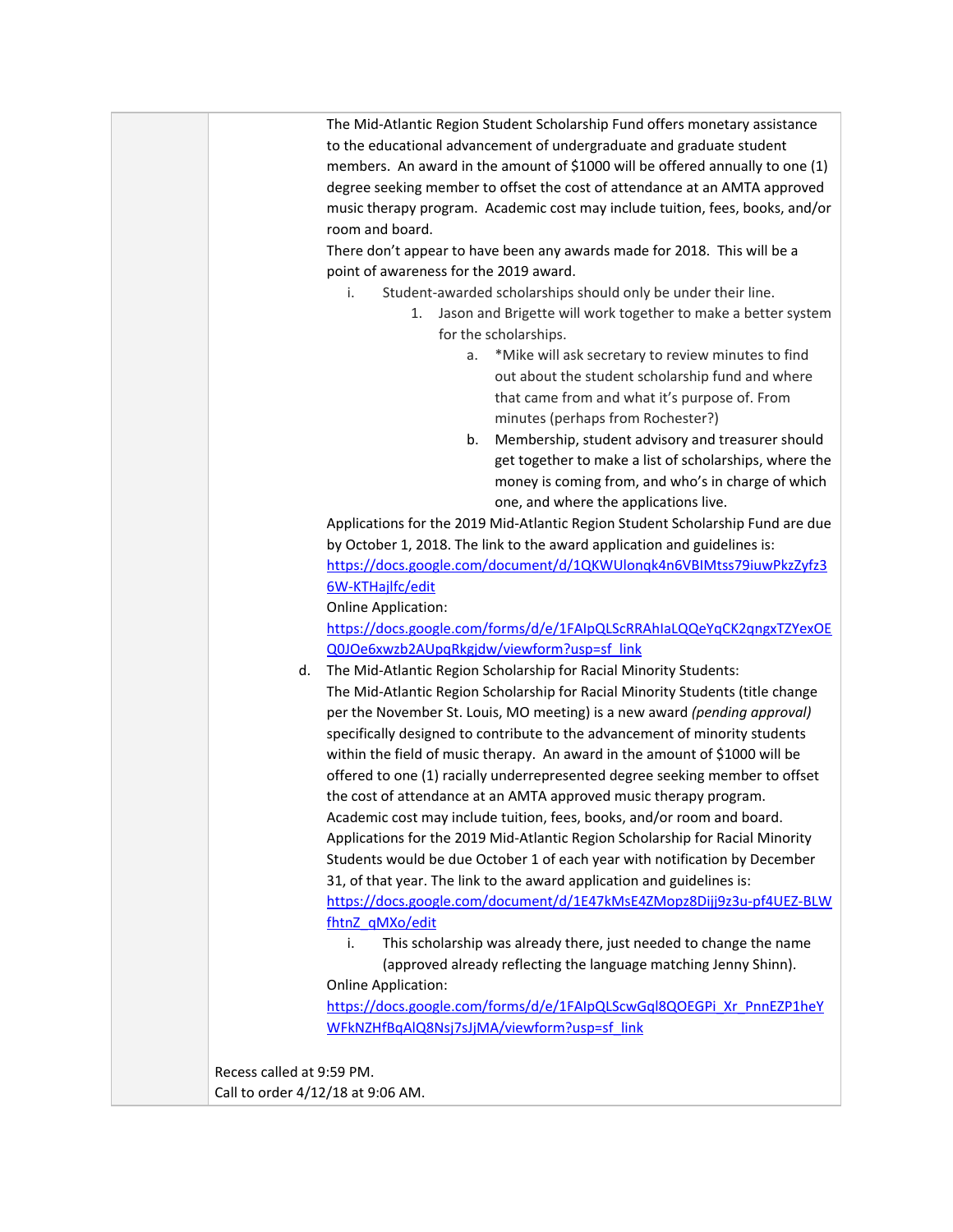The Mid-Atlantic Region Student Scholarship Fund offers monetary assistance to the educational advancement of undergraduate and graduate student members. An award in the amount of $1000 will be offered annually to one (1) degree seeking member to offset the cost of attendance at an AMTA approved music therapy program. Academic cost may include tuition, fees, books, and/or room and board.

There don't appear to have been any awards made for 2018. This will be a point of awareness for the 2019 award.

i. Student-awarded scholarships should only be under their line.
   1. Jason and Brigette will work together to make a better system for the scholarships.
      a. *Mike will ask secretary to review minutes to find out about the student scholarship fund and where that came from and what it's purpose of. From minutes (perhaps from Rochester?)
      b. Membership, student advisory and treasurer should get together to make a list of scholarships, where the money is coming from, and who's in charge of which one, and where the applications live.

Applications for the 2019 Mid-Atlantic Region Student Scholarship Fund are due by October 1, 2018. The link to the award application and guidelines is: https://docs.google.com/document/d/1QKWUlonqk4n6VBIMtss79iuwPkzZyfz36W-KTHajlfc/edit

Online Application:
https://docs.google.com/forms/d/e/1FAIpQLScRRAhIaLQQeYqCK2qngxTZYexOEQ0JOe6xwzb2AUpqRkgjdw/viewform?usp=sf_link

d. The Mid-Atlantic Region Scholarship for Racial Minority Students:
The Mid-Atlantic Region Scholarship for Racial Minority Students (title change per the November St. Louis, MO meeting) is a new award *(pending approval)* specifically designed to contribute to the advancement of minority students within the field of music therapy. An award in the amount of $1000 will be offered to one (1) racially underrepresented degree seeking member to offset the cost of attendance at an AMTA approved music therapy program. Academic cost may include tuition, fees, books, and/or room and board. Applications for the 2019 Mid-Atlantic Region Scholarship for Racial Minority Students would be due October 1 of each year with notification by December 31, of that year. The link to the award application and guidelines is: https://docs.google.com/document/d/1E47kMsE4ZMopz8Dijj9z3u-pf4UEZ-BLWfhtnZ_qMXo/edit

i. This scholarship was already there, just needed to change the name (approved already reflecting the language matching Jenny Shinn).

Online Application:
https://docs.google.com/forms/d/e/1FAIpQLScwGql8QOEGPi_Xr_PnnEZP1heYWFkNZHfBqAlQ8Nsj7sJjMA/viewform?usp=sf_link

Recess called at 9:59 PM.
Call to order 4/12/18 at 9:06 AM.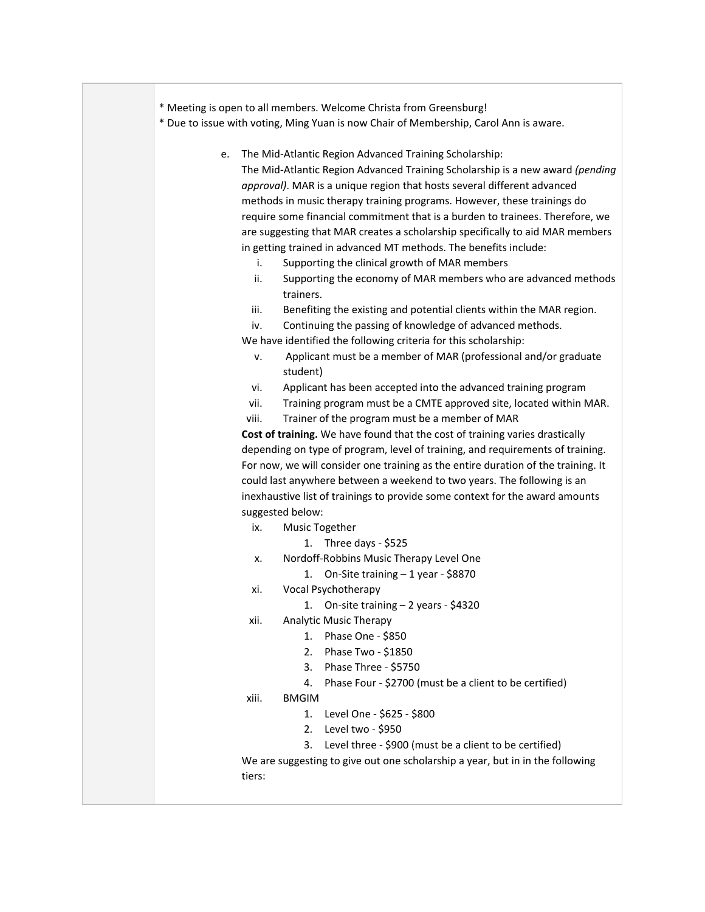* Meeting is open to all members. Welcome Christa from Greensburg!
* Due to issue with voting, Ming Yuan is now Chair of Membership, Carol Ann is aware.

e. The Mid-Atlantic Region Advanced Training Scholarship:

The Mid-Atlantic Region Advanced Training Scholarship is a new award *(pending approval)*. MAR is a unique region that hosts several different advanced methods in music therapy training programs. However, these trainings do require some financial commitment that is a burden to trainees. Therefore, we are suggesting that MAR creates a scholarship specifically to aid MAR members in getting trained in advanced MT methods. The benefits include:

i. Supporting the clinical growth of MAR members
ii. Supporting the economy of MAR members who are advanced methods trainers.
iii. Benefiting the existing and potential clients within the MAR region.
iv. Continuing the passing of knowledge of advanced methods.

We have identified the following criteria for this scholarship:

v. Applicant must be a member of MAR (professional and/or graduate student)
vi. Applicant has been accepted into the advanced training program
vii. Training program must be a CMTE approved site, located within MAR.
viii. Trainer of the program must be a member of MAR

**Cost of training.** We have found that the cost of training varies drastically depending on type of program, level of training, and requirements of training. For now, we will consider one training as the entire duration of the training. It could last anywhere between a weekend to two years. The following is an inexhaustive list of trainings to provide some context for the award amounts suggested below:

ix. Music Together
   1. Three days - $525
x. Nordoff-Robbins Music Therapy Level One
   1. On-Site training – 1 year - $8870
xi. Vocal Psychotherapy
   1. On-site training – 2 years - $4320
xii. Analytic Music Therapy
   1. Phase One - $850
   2. Phase Two - $1850
   3. Phase Three - $5750
   4. Phase Four - $2700 (must be a client to be certified)
xiii. BMGIM
   1. Level One - $625 - $800
   2. Level two - $950
   3. Level three - $900 (must be a client to be certified)

We are suggesting to give out one scholarship a year, but in in the following tiers: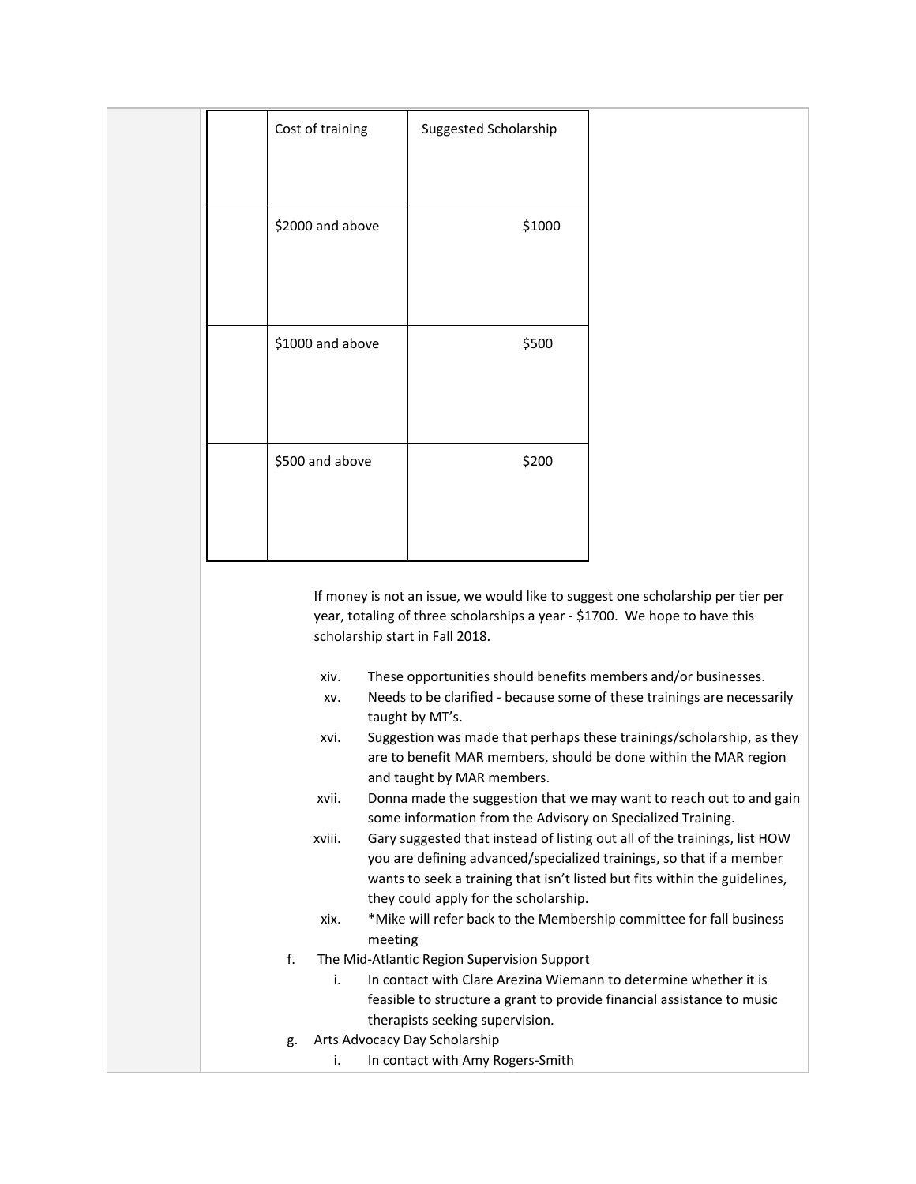| | Cost of training | Suggested Scholarship |
|---|---|---|
| | $2000 and above | $1000 |
| | $1000 and above | $500 |
| | $500 and above | $200 |

If money is not an issue, we would like to suggest one scholarship per tier per year, totaling of three scholarships a year - $1700. We hope to have this scholarship start in Fall 2018.

- xiv. These opportunities should benefits members and/or businesses.
- xv. Needs to be clarified - because some of these trainings are necessarily taught by MT's.
- xvi. Suggestion was made that perhaps these trainings/scholarship, as they are to benefit MAR members, should be done within the MAR region and taught by MAR members.
- xvii. Donna made the suggestion that we may want to reach out to and gain some information from the Advisory on Specialized Training.
- xviii. Gary suggested that instead of listing out all of the trainings, list HOW you are defining advanced/specialized trainings, so that if a member wants to seek a training that isn't listed but fits within the guidelines, they could apply for the scholarship.
- xix. *Mike will refer back to the Membership committee for fall business meeting

f. The Mid-Atlantic Region Supervision Support
   - i. In contact with Clare Arezina Wiemann to determine whether it is feasible to structure a grant to provide financial assistance to music therapists seeking supervision.

g. Arts Advocacy Day Scholarship
   - i. In contact with Amy Rogers-Smith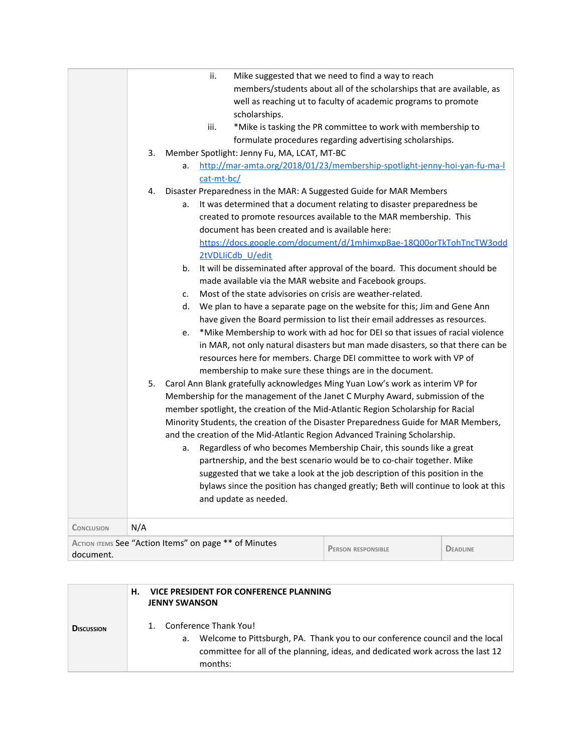|  |  |
|---|---|
|  | ii. Mike suggested that we need to find a way to reach members/students about all of the scholarships that are available, as well as reaching ut to faculty of academic programs to promote scholarships.<br>iii. *Mike is tasking the PR committee to work with membership to formulate procedures regarding advertising scholarships.<br>3. Member Spotlight: Jenny Fu, MA, LCAT, MT-BC<br>a. http://mar-amta.org/2018/01/23/membership-spotlight-jenny-hoi-yan-fu-ma-lcat-mt-bc/<br>4. Disaster Preparedness in the MAR: A Suggested Guide for MAR Members<br>a. It was determined that a document relating to disaster preparedness be created to promote resources available to the MAR membership. This document has been created and is available here: https://docs.google.com/document/d/1mhimxpBae-18Q00orTkTohTncTW3odd2tVDLIiCdb_U/edit<br>b. It will be disseminated after approval of the board. This document should be made available via the MAR website and Facebook groups.<br>c. Most of the state advisories on crisis are weather-related.<br>d. We plan to have a separate page on the website for this; Jim and Gene Ann have given the Board permission to list their email addresses as resources.<br>e. *Mike Membership to work with ad hoc for DEI so that issues of racial violence in MAR, not only natural disasters but man made disasters, so that there can be resources here for members. Charge DEI committee to work with VP of membership to make sure these things are in the document.<br>5. Carol Ann Blank gratefully acknowledges Ming Yuan Low's work as interim VP for Membership for the management of the Janet C Murphy Award, submission of the member spotlight, the creation of the Mid-Atlantic Region Scholarship for Racial Minority Students, the creation of the Disaster Preparedness Guide for MAR Members, and the creation of the Mid-Atlantic Region Advanced Training Scholarship.<br>a. Regardless of who becomes Membership Chair, this sounds like a great partnership, and the best scenario would be to co-chair together. Mike suggested that we take a look at the job description of this position in the bylaws since the position has changed greatly; Beth will continue to look at this and update as needed. |
| **Conclusion** | N/A |

| **Action items** See "Action Items" on page ** of Minutes document. | **Person responsible** | **Deadline** |
|---|---|---|

| **Discussion** | **H. VICE PRESIDENT FOR CONFERENCE PLANNING JENNY SWANSON**<br>1. Conference Thank You!<br>a. Welcome to Pittsburgh, PA. Thank you to our conference council and the local committee for all of the planning, ideas, and dedicated work across the last 12 months: |
|---|---|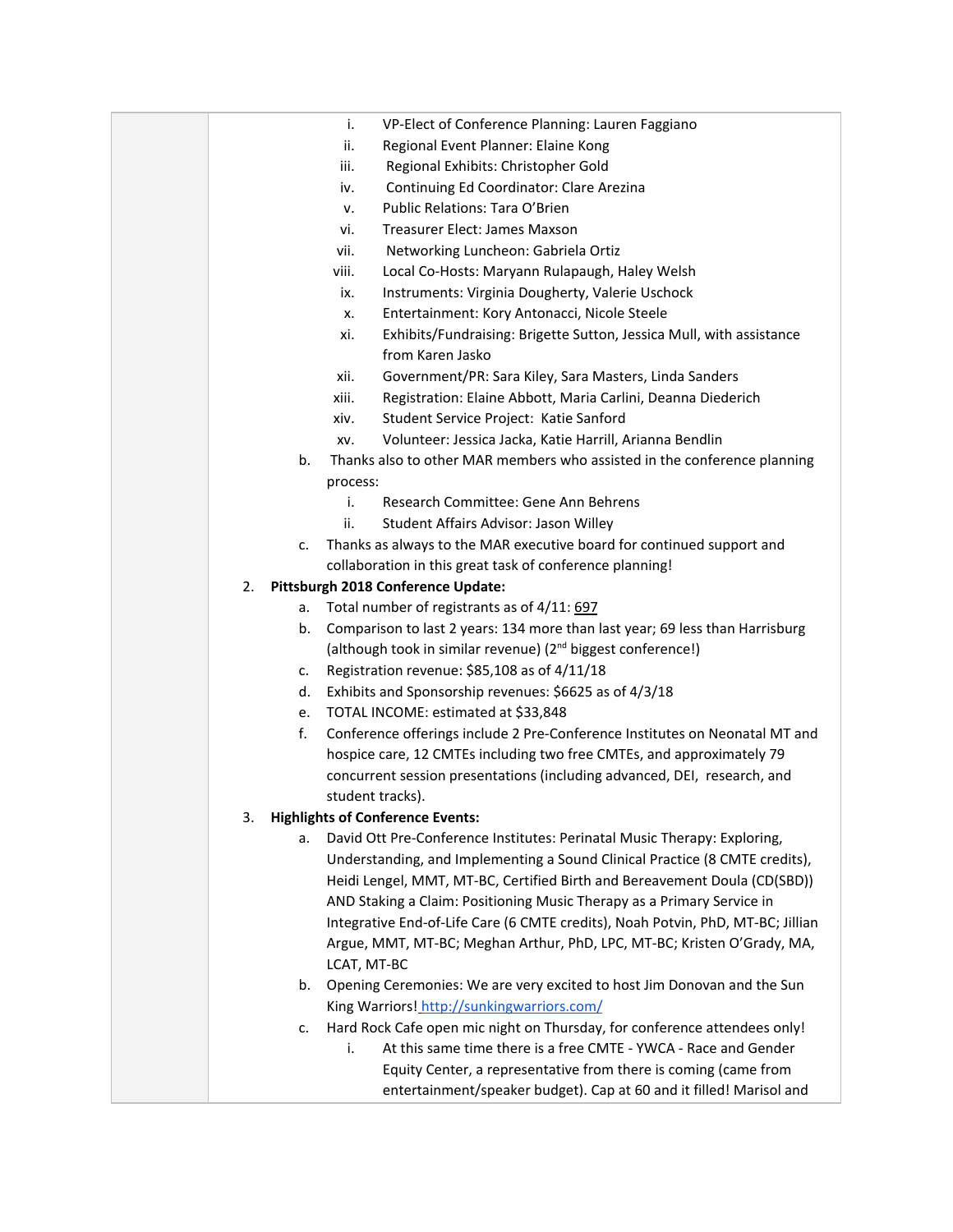i. VP-Elect of Conference Planning: Lauren Faggiano
   ii. Regional Event Planner: Elaine Kong
   iii. Regional Exhibits: Christopher Gold
   iv. Continuing Ed Coordinator: Clare Arezina
   v. Public Relations: Tara O'Brien
   vi. Treasurer Elect: James Maxson
   vii. Networking Luncheon: Gabriela Ortiz
   viii. Local Co-Hosts: Maryann Rulapaugh, Haley Welsh
   ix. Instruments: Virginia Dougherty, Valerie Uschock
   x. Entertainment: Kory Antonacci, Nicole Steele
   xi. Exhibits/Fundraising: Brigette Sutton, Jessica Mull, with assistance from Karen Jasko
   xii. Government/PR: Sara Kiley, Sara Masters, Linda Sanders
   xiii. Registration: Elaine Abbott, Maria Carlini, Deanna Diederich
   xiv. Student Service Project: Katie Sanford
   xv. Volunteer: Jessica Jacka, Katie Harrill, Arianna Bendlin

b. Thanks also to other MAR members who assisted in the conference planning process:
   i. Research Committee: Gene Ann Behrens
   ii. Student Affairs Advisor: Jason Willey

c. Thanks as always to the MAR executive board for continued support and collaboration in this great task of conference planning!

2. **Pittsburgh 2018 Conference Update:**
   a. Total number of registrants as of 4/11: 697
   b. Comparison to last 2 years: 134 more than last year; 69 less than Harrisburg (although took in similar revenue) (2nd biggest conference!)
   c. Registration revenue: $85,108 as of 4/11/18
   d. Exhibits and Sponsorship revenues: $6625 as of 4/3/18
   e. TOTAL INCOME: estimated at $33,848
   f. Conference offerings include 2 Pre-Conference Institutes on Neonatal MT and hospice care, 12 CMTEs including two free CMTEs, and approximately 79 concurrent session presentations (including advanced, DEI, research, and student tracks).

3. **Highlights of Conference Events:**
   a. David Ott Pre-Conference Institutes: Perinatal Music Therapy: Exploring, Understanding, and Implementing a Sound Clinical Practice (8 CMTE credits), Heidi Lengel, MMT, MT-BC, Certified Birth and Bereavement Doula (CD(SBD)) AND Staking a Claim: Positioning Music Therapy as a Primary Service in Integrative End-of-Life Care (6 CMTE credits), Noah Potvin, PhD, MT-BC; Jillian Argue, MMT, MT-BC; Meghan Arthur, PhD, LPC, MT-BC; Kristen O'Grady, MA, LCAT, MT-BC
   b. Opening Ceremonies: We are very excited to host Jim Donovan and the Sun King Warriors! http://sunkingwarriors.com/
   c. Hard Rock Cafe open mic night on Thursday, for conference attendees only!
      i. At this same time there is a free CMTE - YWCA - Race and Gender Equity Center, a representative from there is coming (came from entertainment/speaker budget). Cap at 60 and it filled! Marisol and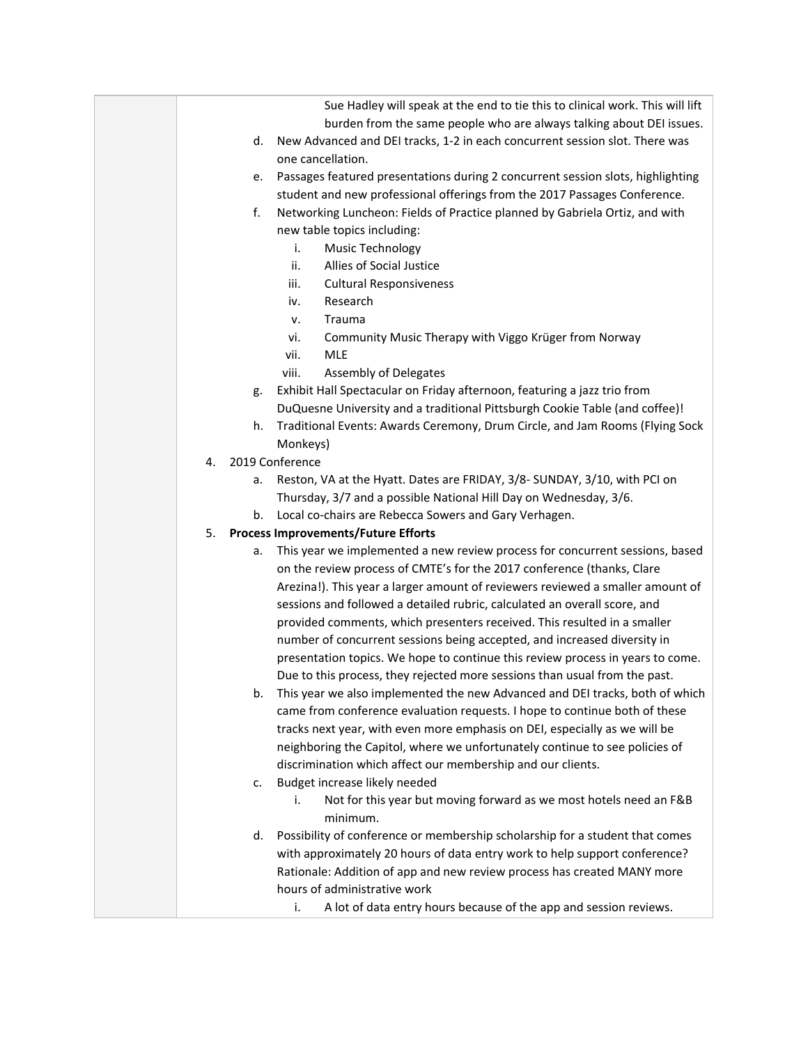Sue Hadley will speak at the end to tie this to clinical work. This will lift burden from the same people who are always talking about DEI issues.

d. New Advanced and DEI tracks, 1-2 in each concurrent session slot. There was one cancellation.

e. Passages featured presentations during 2 concurrent session slots, highlighting student and new professional offerings from the 2017 Passages Conference.

f. Networking Luncheon: Fields of Practice planned by Gabriela Ortiz, and with new table topics including:

   i. Music Technology
   ii. Allies of Social Justice
   iii. Cultural Responsiveness
   iv. Research
   v. Trauma
   vi. Community Music Therapy with Viggo Krüger from Norway
   vii. MLE
   viii. Assembly of Delegates

g. Exhibit Hall Spectacular on Friday afternoon, featuring a jazz trio from DuQuesne University and a traditional Pittsburgh Cookie Table (and coffee)!

h. Traditional Events: Awards Ceremony, Drum Circle, and Jam Rooms (Flying Sock Monkeys)

4. 2019 Conference

   a. Reston, VA at the Hyatt. Dates are FRIDAY, 3/8- SUNDAY, 3/10, with PCI on Thursday, 3/7 and a possible National Hill Day on Wednesday, 3/6.
   b. Local co-chairs are Rebecca Sowers and Gary Verhagen.

5. **Process Improvements/Future Efforts**

   a. This year we implemented a new review process for concurrent sessions, based on the review process of CMTE's for the 2017 conference (thanks, Clare Arezina!). This year a larger amount of reviewers reviewed a smaller amount of sessions and followed a detailed rubric, calculated an overall score, and provided comments, which presenters received. This resulted in a smaller number of concurrent sessions being accepted, and increased diversity in presentation topics. We hope to continue this review process in years to come. Due to this process, they rejected more sessions than usual from the past.
   b. This year we also implemented the new Advanced and DEI tracks, both of which came from conference evaluation requests. I hope to continue both of these tracks next year, with even more emphasis on DEI, especially as we will be neighboring the Capitol, where we unfortunately continue to see policies of discrimination which affect our membership and our clients.
   c. Budget increase likely needed
      i. Not for this year but moving forward as we most hotels need an F&B minimum.
   d. Possibility of conference or membership scholarship for a student that comes with approximately 20 hours of data entry work to help support conference? Rationale: Addition of app and new review process has created MANY more hours of administrative work
      i. A lot of data entry hours because of the app and session reviews.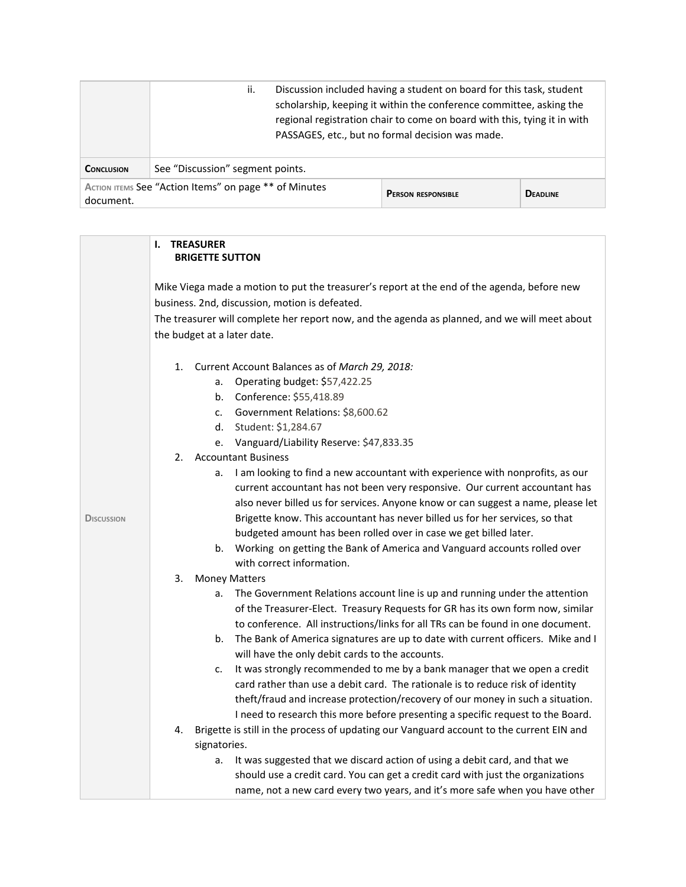| | ii. Discussion included having a student on board for this task, student scholarship, keeping it within the conference committee, asking the regional registration chair to come on board with this, tying it in with PASSAGES, etc., but no formal decision was made. | | |
|---|---|---|---|
| **Conclusion** | See "Discussion" segment points. | | |
| **Action items** See "Action Items" on page ** of Minutes document. | | **Person responsible** | **Deadline** |

| | |
|---|---|
| **Discussion** | **I. TREASURER**<br>**BRIGETTE SUTTON**<br><br>Mike Viega made a motion to put the treasurer's report at the end of the agenda, before new business. 2nd, discussion, motion is defeated.<br>The treasurer will complete her report now, and the agenda as planned, and we will meet about the budget at a later date.<br><br>1. Current Account Balances as of *March 29, 2018:*<br>&nbsp;&nbsp;&nbsp;&nbsp;a. Operating budget: $57,422.25<br>&nbsp;&nbsp;&nbsp;&nbsp;b. Conference: $55,418.89<br>&nbsp;&nbsp;&nbsp;&nbsp;c. Government Relations: $8,600.62<br>&nbsp;&nbsp;&nbsp;&nbsp;d. Student: $1,284.67<br>&nbsp;&nbsp;&nbsp;&nbsp;e. Vanguard/Liability Reserve: $47,833.35<br>2. Accountant Business<br>&nbsp;&nbsp;&nbsp;&nbsp;a. I am looking to find a new accountant with experience with nonprofits, as our current accountant has not been very responsive. Our current accountant has also never billed us for services. Anyone know or can suggest a name, please let Brigette know. This accountant has never billed us for her services, so that budgeted amount has been rolled over in case we get billed later.<br>&nbsp;&nbsp;&nbsp;&nbsp;b. Working on getting the Bank of America and Vanguard accounts rolled over with correct information.<br>3. Money Matters<br>&nbsp;&nbsp;&nbsp;&nbsp;a. The Government Relations account line is up and running under the attention of the Treasurer-Elect. Treasury Requests for GR has its own form now, similar to conference. All instructions/links for all TRs can be found in one document.<br>&nbsp;&nbsp;&nbsp;&nbsp;b. The Bank of America signatures are up to date with current officers. Mike and I will have the only debit cards to the accounts.<br>&nbsp;&nbsp;&nbsp;&nbsp;c. It was strongly recommended to me by a bank manager that we open a credit card rather than use a debit card. The rationale is to reduce risk of identity theft/fraud and increase protection/recovery of our money in such a situation. I need to research this more before presenting a specific request to the Board.<br>4. Brigette is still in the process of updating our Vanguard account to the current EIN and signatories.<br>&nbsp;&nbsp;&nbsp;&nbsp;a. It was suggested that we discard action of using a debit card, and that we should use a credit card. You can get a credit card with just the organizations name, not a new card every two years, and it's more safe when you have other |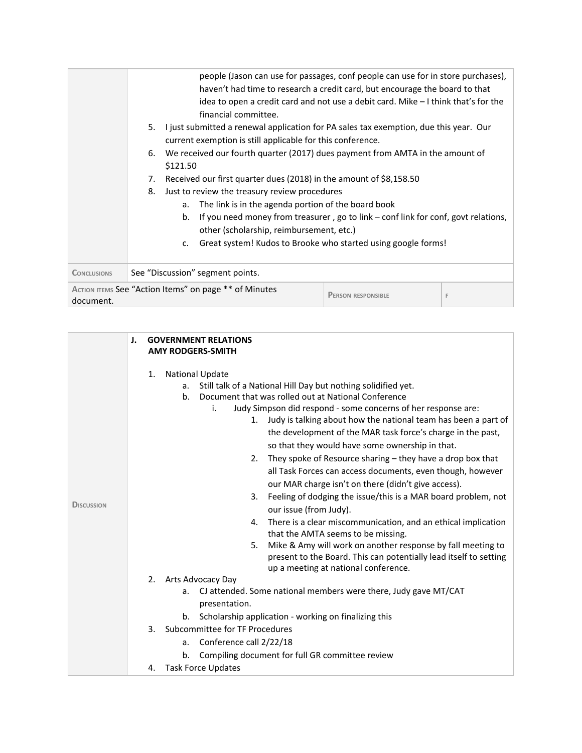| | |
|---|---|
| | people (Jason can use for passages, conf people can use for in store purchases), haven't had time to research a credit card, but encourage the board to that idea to open a credit card and not use a debit card. Mike – I think that's for the financial committee.<br>5. I just submitted a renewal application for PA sales tax exemption, due this year. Our current exemption is still applicable for this conference.<br>6. We received our fourth quarter (2017) dues payment from AMTA in the amount of $121.50<br>7. Received our first quarter dues (2018) in the amount of $8,158.50<br>8. Just to review the treasury review procedures<br>&nbsp;&nbsp;&nbsp;&nbsp;a. The link is in the agenda portion of the board book<br>&nbsp;&nbsp;&nbsp;&nbsp;b. If you need money from treasurer , go to link – conf link for conf, govt relations, other (scholarship, reimbursement, etc.)<br>&nbsp;&nbsp;&nbsp;&nbsp;c. Great system! Kudos to Brooke who started using google forms! |
| Conclusions | See "Discussion" segment points. |

| Action items See "Action Items" on page ** of Minutes document. | Person responsible | F |
|---|---|---|

| | |
|---|---|
| Discussion | **J. GOVERNMENT RELATIONS**<br>**AMY RODGERS-SMITH**<br><br>1. National Update<br>&nbsp;&nbsp;&nbsp;&nbsp;a. Still talk of a National Hill Day but nothing solidified yet.<br>&nbsp;&nbsp;&nbsp;&nbsp;b. Document that was rolled out at National Conference<br>&nbsp;&nbsp;&nbsp;&nbsp;&nbsp;&nbsp;&nbsp;&nbsp;i. Judy Simpson did respond - some concerns of her response are:<br>&nbsp;&nbsp;&nbsp;&nbsp;&nbsp;&nbsp;&nbsp;&nbsp;&nbsp;&nbsp;&nbsp;&nbsp;1. Judy is talking about how the national team has been a part of the development of the MAR task force's charge in the past, so that they would have some ownership in that.<br>&nbsp;&nbsp;&nbsp;&nbsp;&nbsp;&nbsp;&nbsp;&nbsp;&nbsp;&nbsp;&nbsp;&nbsp;2. They spoke of Resource sharing – they have a drop box that all Task Forces can access documents, even though, however our MAR charge isn't on there (didn't give access).<br>&nbsp;&nbsp;&nbsp;&nbsp;&nbsp;&nbsp;&nbsp;&nbsp;&nbsp;&nbsp;&nbsp;&nbsp;3. Feeling of dodging the issue/this is a MAR board problem, not our issue (from Judy).<br>&nbsp;&nbsp;&nbsp;&nbsp;&nbsp;&nbsp;&nbsp;&nbsp;&nbsp;&nbsp;&nbsp;&nbsp;4. There is a clear miscommunication, and an ethical implication that the AMTA seems to be missing.<br>&nbsp;&nbsp;&nbsp;&nbsp;&nbsp;&nbsp;&nbsp;&nbsp;&nbsp;&nbsp;&nbsp;&nbsp;5. Mike & Amy will work on another response by fall meeting to present to the Board. This can potentially lead itself to setting up a meeting at national conference.<br>2. Arts Advocacy Day<br>&nbsp;&nbsp;&nbsp;&nbsp;a. CJ attended. Some national members were there, Judy gave MT/CAT presentation.<br>&nbsp;&nbsp;&nbsp;&nbsp;b. Scholarship application - working on finalizing this<br>3. Subcommittee for TF Procedures<br>&nbsp;&nbsp;&nbsp;&nbsp;a. Conference call 2/22/18<br>&nbsp;&nbsp;&nbsp;&nbsp;b. Compiling document for full GR committee review<br>4. Task Force Updates |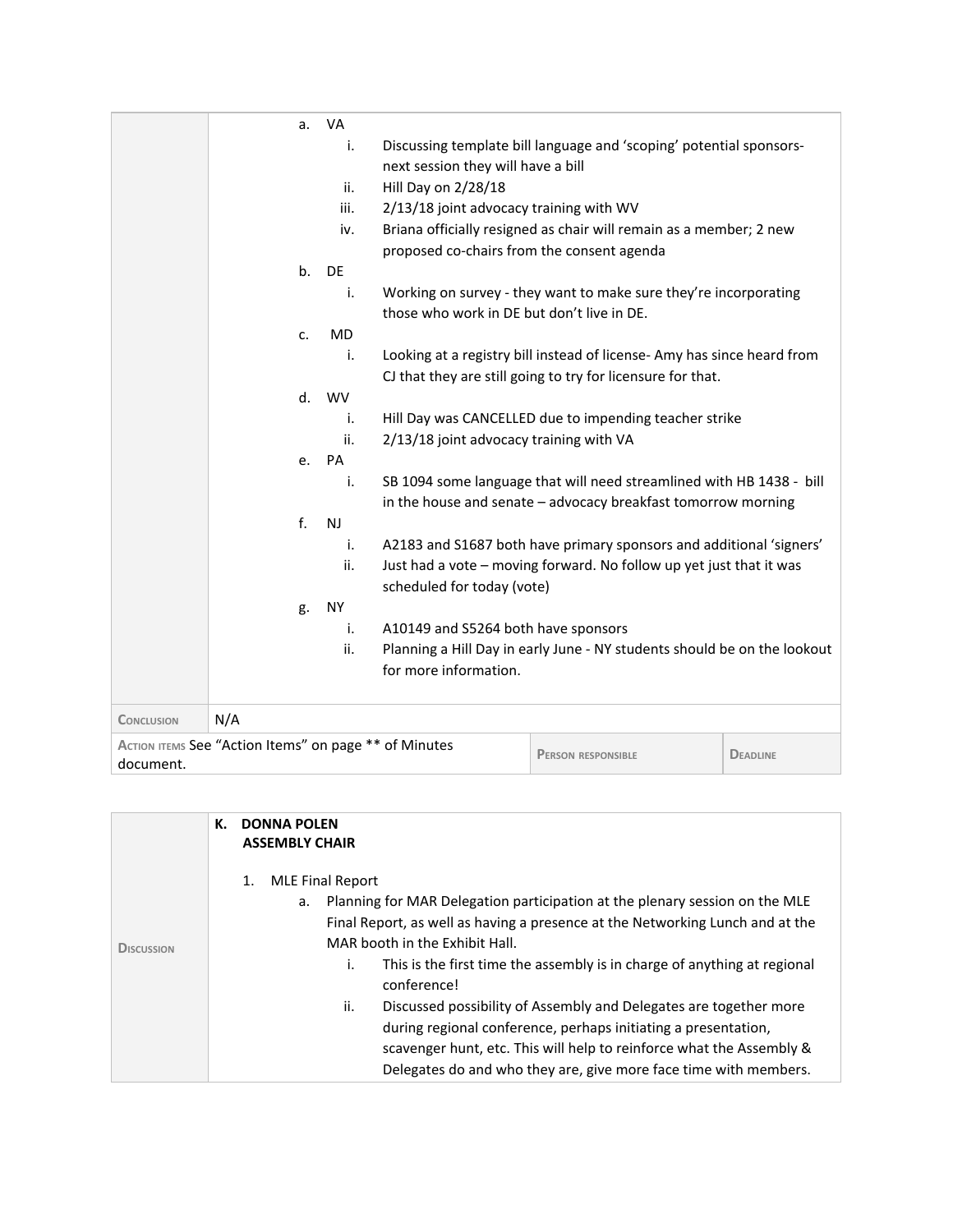| | |
|---|---|
| | a. VA<br>i. Discussing template bill language and 'scoping' potential sponsors- next session they will have a bill<br>ii. Hill Day on 2/28/18<br>iii. 2/13/18 joint advocacy training with WV<br>iv. Briana officially resigned as chair will remain as a member; 2 new proposed co-chairs from the consent agenda<br>b. DE<br>i. Working on survey - they want to make sure they're incorporating those who work in DE but don't live in DE.<br>c. MD<br>i. Looking at a registry bill instead of license- Amy has since heard from CJ that they are still going to try for licensure for that.<br>d. WV<br>i. Hill Day was CANCELLED due to impending teacher strike<br>ii. 2/13/18 joint advocacy training with VA<br>e. PA<br>i. SB 1094 some language that will need streamlined with HB 1438 - bill in the house and senate – advocacy breakfast tomorrow morning<br>f. NJ<br>i. A2183 and S1687 both have primary sponsors and additional 'signers'<br>ii. Just had a vote – moving forward. No follow up yet just that it was scheduled for today (vote)<br>g. NY<br>i. A10149 and S5264 both have sponsors<br>ii. Planning a Hill Day in early June - NY students should be on the lookout for more information. |
| **Conclusion** | N/A |

| Action items See "Action Items" on page ** of Minutes document. | Person responsible | Deadline |
|---|---|---|

| | |
|---|---|
| **Discussion** | **K. DONNA POLEN**<br>**ASSEMBLY CHAIR**<br><br>1. MLE Final Report<br>a. Planning for MAR Delegation participation at the plenary session on the MLE Final Report, as well as having a presence at the Networking Lunch and at the MAR booth in the Exhibit Hall.<br>i. This is the first time the assembly is in charge of anything at regional conference!<br>ii. Discussed possibility of Assembly and Delegates are together more during regional conference, perhaps initiating a presentation, scavenger hunt, etc. This will help to reinforce what the Assembly & Delegates do and who they are, give more face time with members. |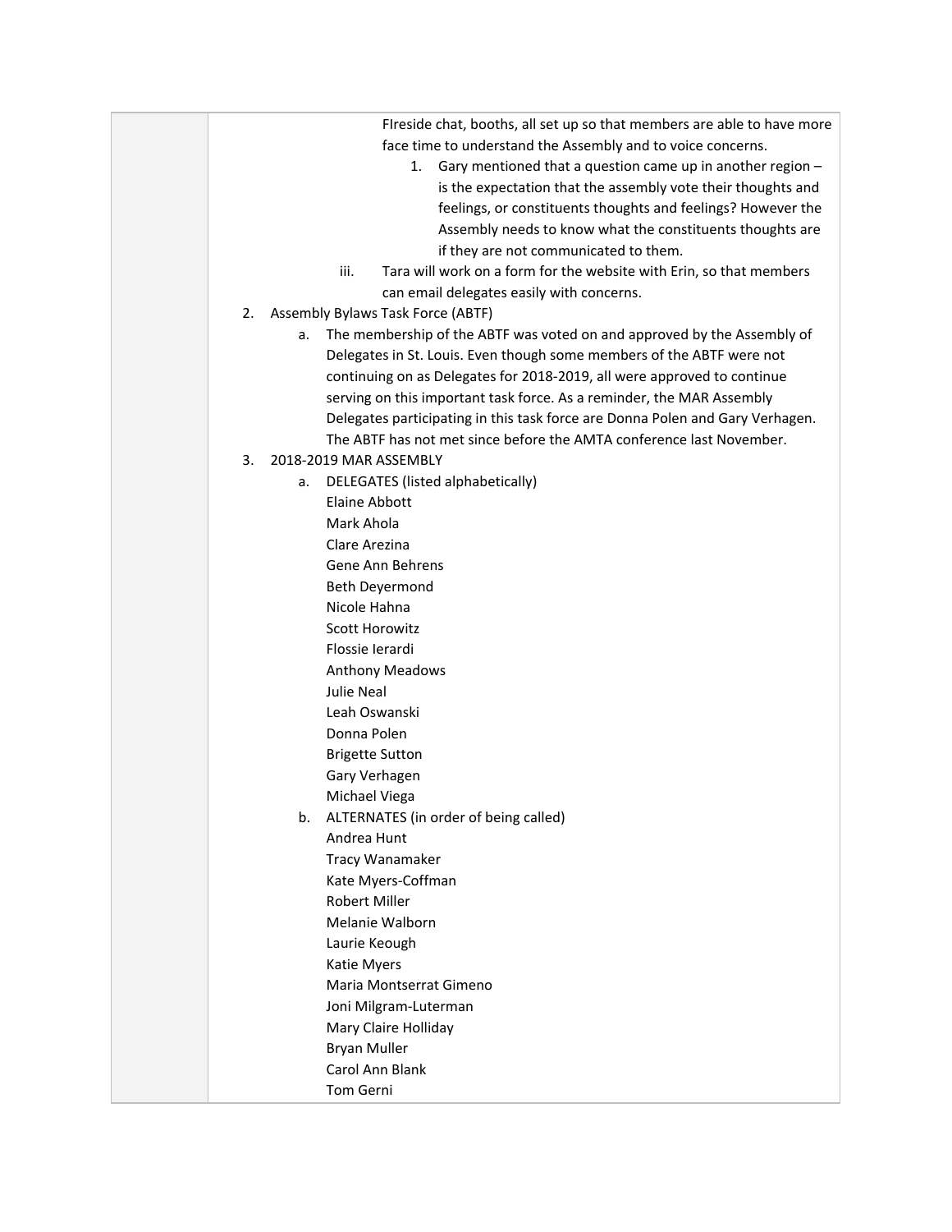FIreside chat, booths, all set up so that members are able to have more face time to understand the Assembly and to voice concerns.

1. Gary mentioned that a question came up in another region – is the expectation that the assembly vote their thoughts and feelings, or constituents thoughts and feelings? However the Assembly needs to know what the constituents thoughts are if they are not communicated to them.

iii. Tara will work on a form for the website with Erin, so that members can email delegates easily with concerns.

2. Assembly Bylaws Task Force (ABTF)
   a. The membership of the ABTF was voted on and approved by the Assembly of Delegates in St. Louis. Even though some members of the ABTF were not continuing on as Delegates for 2018-2019, all were approved to continue serving on this important task force. As a reminder, the MAR Assembly Delegates participating in this task force are Donna Polen and Gary Verhagen. The ABTF has not met since before the AMTA conference last November.
3. 2018-2019 MAR ASSEMBLY
   a. DELEGATES (listed alphabetically)
      Elaine Abbott
      Mark Ahola
      Clare Arezina
      Gene Ann Behrens
      Beth Deyermond
      Nicole Hahna
      Scott Horowitz
      Flossie Ierardi
      Anthony Meadows
      Julie Neal
      Leah Oswanski
      Donna Polen
      Brigette Sutton
      Gary Verhagen
      Michael Viega
   b. ALTERNATES (in order of being called)
      Andrea Hunt
      Tracy Wanamaker
      Kate Myers-Coffman
      Robert Miller
      Melanie Walborn
      Laurie Keough
      Katie Myers
      Maria Montserrat Gimeno
      Joni Milgram-Luterman
      Mary Claire Holliday
      Bryan Muller
      Carol Ann Blank
      Tom Gerni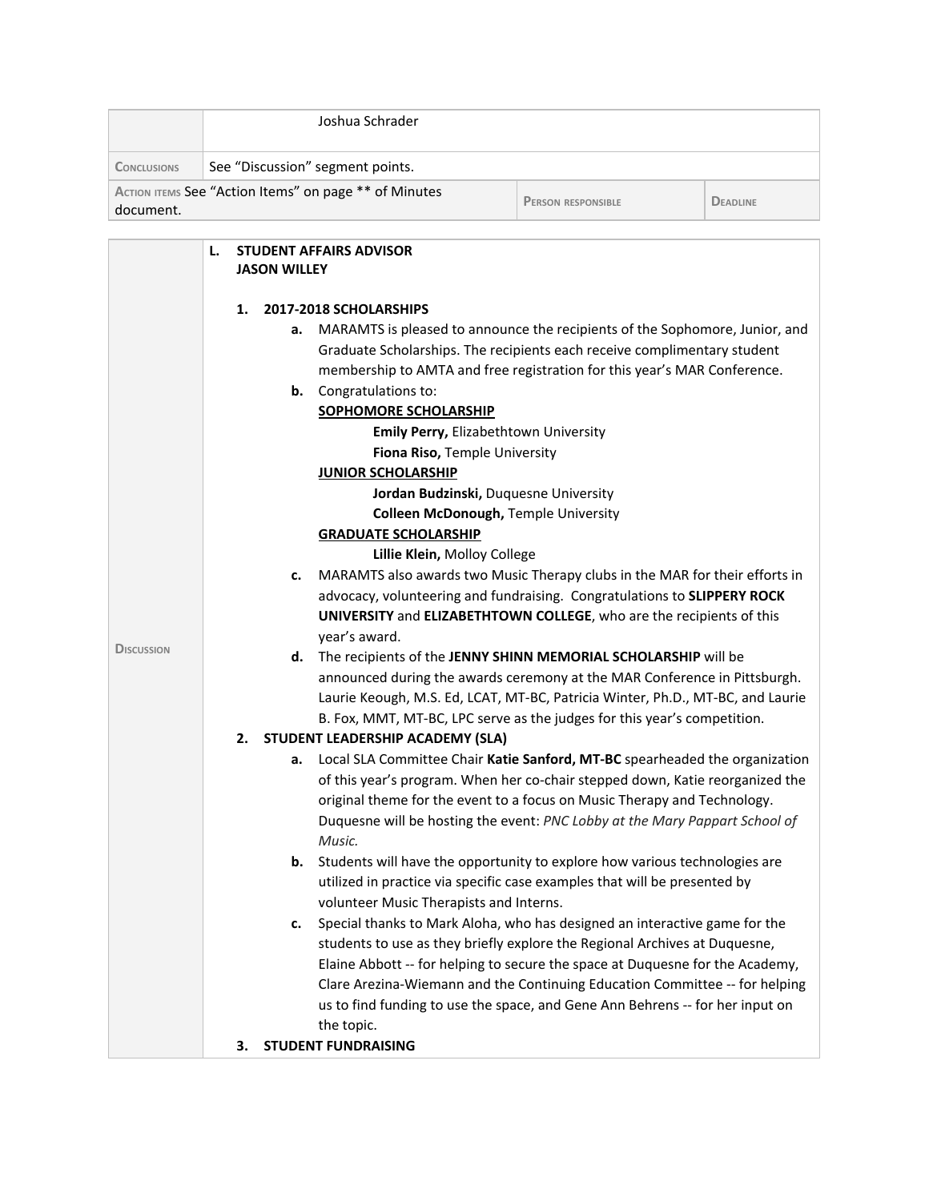| | Joshua Schrader | | |
|---|---|---|---|
| Conclusions | See "Discussion" segment points. | | |
| Action items See "Action Items" on page ** of Minutes document. | | Person responsible | Deadline |

| | |
|---|---|
| Discussion | **L. STUDENT AFFAIRS ADVISOR JASON WILLEY**<br><br>**1. 2017-2018 SCHOLARSHIPS**<br>**a.** MARAMTS is pleased to announce the recipients of the Sophomore, Junior, and Graduate Scholarships. The recipients each receive complimentary student membership to AMTA and free registration for this year's MAR Conference.<br>**b.** Congratulations to:<br>**SOPHOMORE SCHOLARSHIP**<br>**Emily Perry,** Elizabethtown University<br>**Fiona Riso,** Temple University<br>**JUNIOR SCHOLARSHIP**<br>**Jordan Budzinski,** Duquesne University<br>**Colleen McDonough,** Temple University<br>**GRADUATE SCHOLARSHIP**<br>**Lillie Klein,** Molloy College<br>**c.** MARAMTS also awards two Music Therapy clubs in the MAR for their efforts in advocacy, volunteering and fundraising. Congratulations to **SLIPPERY ROCK UNIVERSITY** and **ELIZABETHTOWN COLLEGE**, who are the recipients of this year's award.<br>**d.** The recipients of the **JENNY SHINN MEMORIAL SCHOLARSHIP** will be announced during the awards ceremony at the MAR Conference in Pittsburgh. Laurie Keough, M.S. Ed, LCAT, MT-BC, Patricia Winter, Ph.D., MT-BC, and Laurie B. Fox, MMT, MT-BC, LPC serve as the judges for this year's competition.<br>**2. STUDENT LEADERSHIP ACADEMY (SLA)**<br>**a.** Local SLA Committee Chair **Katie Sanford, MT-BC** spearheaded the organization of this year's program. When her co-chair stepped down, Katie reorganized the original theme for the event to a focus on Music Therapy and Technology. Duquesne will be hosting the event: *PNC Lobby at the Mary Pappart School of Music.*<br>**b.** Students will have the opportunity to explore how various technologies are utilized in practice via specific case examples that will be presented by volunteer Music Therapists and Interns.<br>**c.** Special thanks to Mark Aloha, who has designed an interactive game for the students to use as they briefly explore the Regional Archives at Duquesne, Elaine Abbott -- for helping to secure the space at Duquesne for the Academy, Clare Arezina-Wiemann and the Continuing Education Committee -- for helping us to find funding to use the space, and Gene Ann Behrens -- for her input on the topic.<br>**3. STUDENT FUNDRAISING** |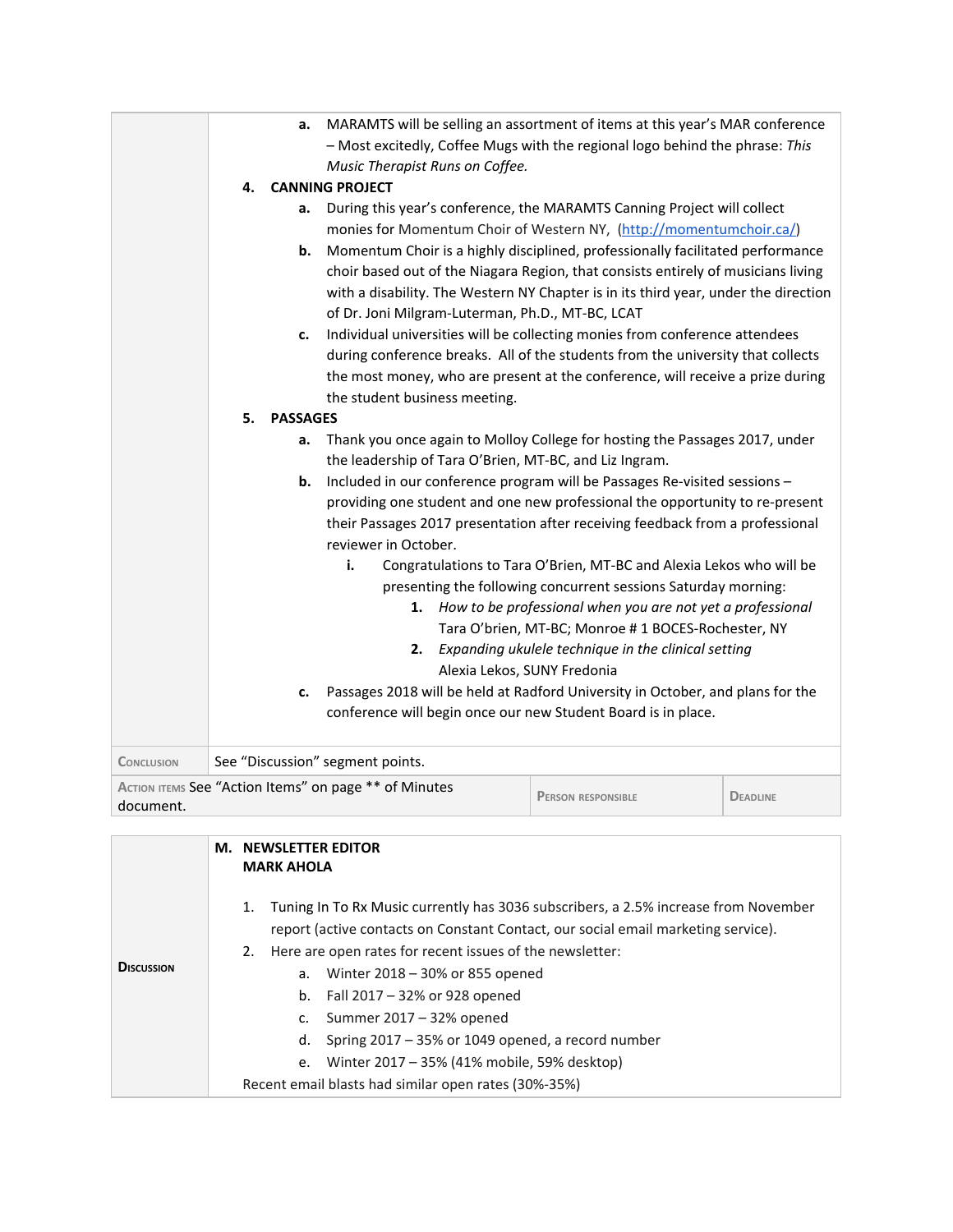| | |
|---|---|
| | a. MARAMTS will be selling an assortment of items at this year's MAR conference – Most excitedly, Coffee Mugs with the regional logo behind the phrase: *This Music Therapist Runs on Coffee.*<br>**4. CANNING PROJECT**<br>**a.** During this year's conference, the MARAMTS Canning Project will collect monies for Momentum Choir of Western NY, (http://momentumchoir.ca/)<br>**b.** Momentum Choir is a highly disciplined, professionally facilitated performance choir based out of the Niagara Region, that consists entirely of musicians living with a disability. The Western NY Chapter is in its third year, under the direction of Dr. Joni Milgram-Luterman, Ph.D., MT-BC, LCAT<br>**c.** Individual universities will be collecting monies from conference attendees during conference breaks. All of the students from the university that collects the most money, who are present at the conference, will receive a prize during the student business meeting.<br>**5. PASSAGES**<br>**a.** Thank you once again to Molloy College for hosting the Passages 2017, under the leadership of Tara O'Brien, MT-BC, and Liz Ingram.<br>**b.** Included in our conference program will be Passages Re-visited sessions – providing one student and one new professional the opportunity to re-present their Passages 2017 presentation after receiving feedback from a professional reviewer in October.<br>**i.** Congratulations to Tara O'Brien, MT-BC and Alexia Lekos who will be presenting the following concurrent sessions Saturday morning:<br>**1.** *How to be professional when you are not yet a professional* Tara O'brien, MT-BC; Monroe # 1 BOCES-Rochester, NY<br>**2.** *Expanding ukulele technique in the clinical setting* Alexia Lekos, SUNY Fredonia<br>**c.** Passages 2018 will be held at Radford University in October, and plans for the conference will begin once our new Student Board is in place. |
| CONCLUSION | See "Discussion" segment points. |

| ACTION ITEMS See "Action Items" on page ** of Minutes document. | PERSON RESPONSIBLE | DEADLINE |
|---|---|---|

| | |
|---|---|
| DISCUSSION | **M. NEWSLETTER EDITOR MARK AHOLA**<br>1. Tuning In To Rx Music currently has 3036 subscribers, a 2.5% increase from November report (active contacts on Constant Contact, our social email marketing service).<br>2. Here are open rates for recent issues of the newsletter:<br>a. Winter 2018 – 30% or 855 opened<br>b. Fall 2017 – 32% or 928 opened<br>c. Summer 2017 – 32% opened<br>d. Spring 2017 – 35% or 1049 opened, a record number<br>e. Winter 2017 – 35% (41% mobile, 59% desktop)<br>Recent email blasts had similar open rates (30%-35%) |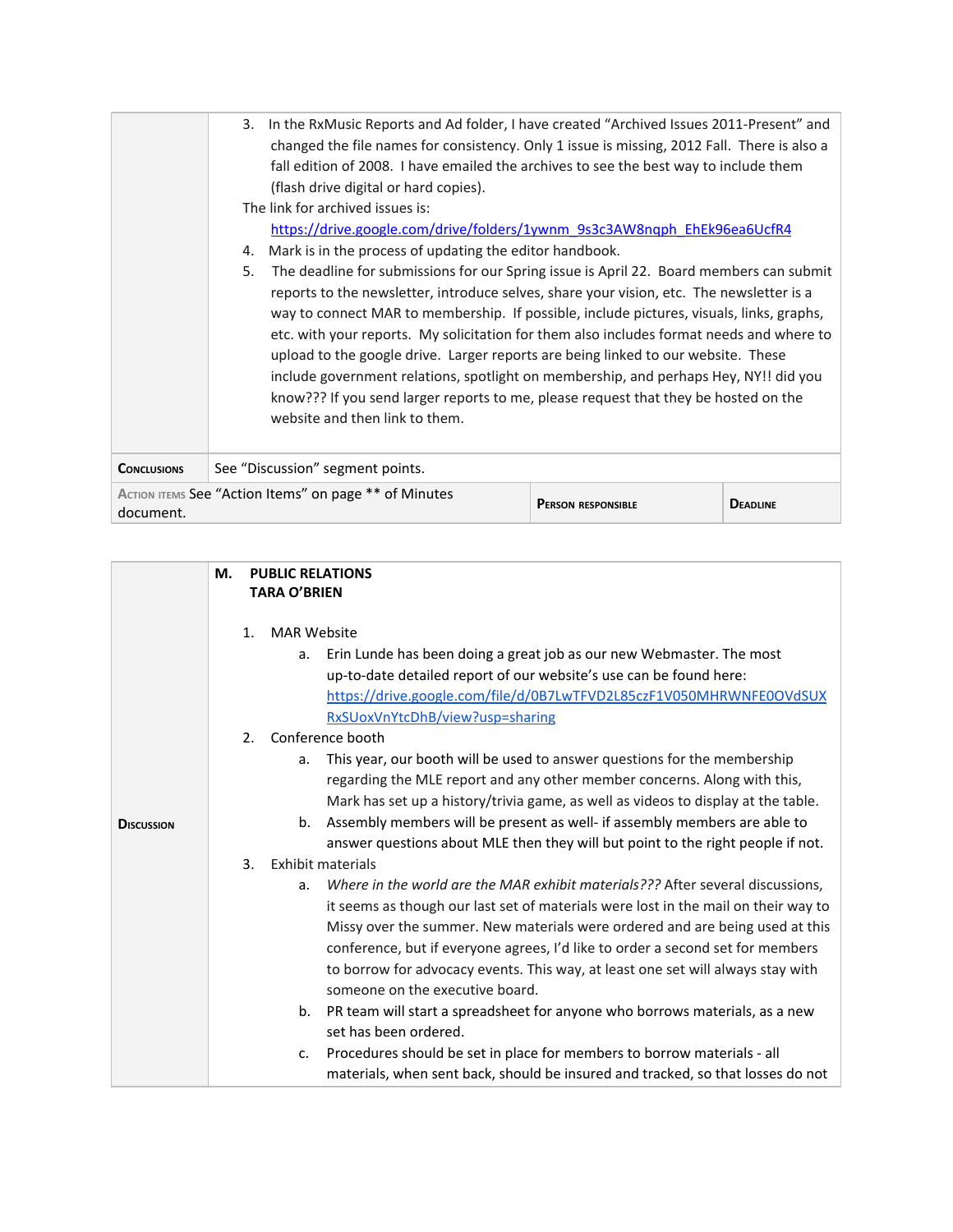| | |
|---|---|
| | 3. In the RxMusic Reports and Ad folder, I have created “Archived Issues 2011-Present” and changed the file names for consistency. Only 1 issue is missing, 2012 Fall. There is also a fall edition of 2008. I have emailed the archives to see the best way to include them (flash drive digital or hard copies).<br>The link for archived issues is:<br>https://drive.google.com/drive/folders/1ywnm_9s3c3AW8nqph_EhEk96ea6UcfR4<br>4. Mark is in the process of updating the editor handbook.<br>5. The deadline for submissions for our Spring issue is April 22. Board members can submit reports to the newsletter, introduce selves, share your vision, etc. The newsletter is a way to connect MAR to membership. If possible, include pictures, visuals, links, graphs, etc. with your reports. My solicitation for them also includes format needs and where to upload to the google drive. Larger reports are being linked to our website. These include government relations, spotlight on membership, and perhaps Hey, NY!! did you know??? If you send larger reports to me, please request that they be hosted on the website and then link to them. |
| **Conclusions** | See “Discussion” segment points. |

| Action items See “Action Items” on page ** of Minutes document. | Person responsible | Deadline |
|---|---|---|

| | |
|---|---|
| **Discussion** | **M. PUBLIC RELATIONS**<br>**TARA O’BRIEN**<br><br>1. MAR Website<br>a. Erin Lunde has been doing a great job as our new Webmaster. The most up-to-date detailed report of our website’s use can be found here: https://drive.google.com/file/d/0B7LwTFVD2L85czF1V050MHRWNFE0OVdSUXRxSUoxVnYtcDhB/view?usp=sharing<br>2. Conference booth<br>a. This year, our booth will be used to answer questions for the membership regarding the MLE report and any other member concerns. Along with this, Mark has set up a history/trivia game, as well as videos to display at the table.<br>b. Assembly members will be present as well- if assembly members are able to answer questions about MLE then they will but point to the right people if not.<br>3. Exhibit materials<br>a. *Where in the world are the MAR exhibit materials???* After several discussions, it seems as though our last set of materials were lost in the mail on their way to Missy over the summer. New materials were ordered and are being used at this conference, but if everyone agrees, I’d like to order a second set for members to borrow for advocacy events. This way, at least one set will always stay with someone on the executive board.<br>b. PR team will start a spreadsheet for anyone who borrows materials, as a new set has been ordered.<br>c. Procedures should be set in place for members to borrow materials - all materials, when sent back, should be insured and tracked, so that losses do not |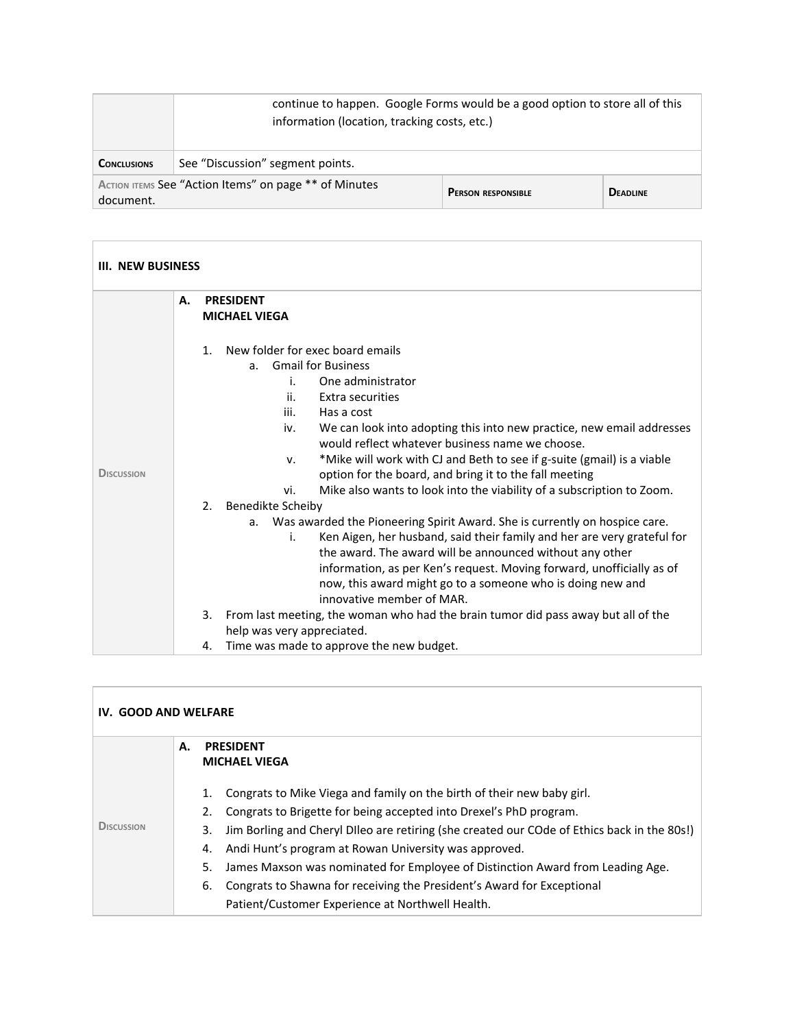| | |
|---|---|
| | continue to happen. Google Forms would be a good option to store all of this information (location, tracking costs, etc.) |
| **Conclusions** | See "Discussion" segment points. |

| Action items See "Action Items" on page ** of Minutes document. | **Person responsible** | **Deadline** |
|---|---|---|

**III. NEW BUSINESS**

**Discussion**

**A. PRESIDENT**
**MICHAEL VIEGA**

1. New folder for exec board emails
   a. Gmail for Business
      i. One administrator
      ii. Extra securities
      iii. Has a cost
      iv. We can look into adopting this into new practice, new email addresses would reflect whatever business name we choose.
      v. *Mike will work with CJ and Beth to see if g-suite (gmail) is a viable option for the board, and bring it to the fall meeting
      vi. Mike also wants to look into the viability of a subscription to Zoom.
2. Benedikte Scheiby
   a. Was awarded the Pioneering Spirit Award. She is currently on hospice care.
      i. Ken Aigen, her husband, said their family and her are very grateful for the award. The award will be announced without any other information, as per Ken's request. Moving forward, unofficially as of now, this award might go to a someone who is doing new and innovative member of MAR.
3. From last meeting, the woman who had the brain tumor did pass away but all of the help was very appreciated.
4. Time was made to approve the new budget.

**IV. GOOD AND WELFARE**

**Discussion**

**A. PRESIDENT**
**MICHAEL VIEGA**

1. Congrats to Mike Viega and family on the birth of their new baby girl.
2. Congrats to Brigette for being accepted into Drexel's PhD program.
3. Jim Borling and Cheryl DIleo are retiring (she created our COde of Ethics back in the 80s!)
4. Andi Hunt's program at Rowan University was approved.
5. James Maxson was nominated for Employee of Distinction Award from Leading Age.
6. Congrats to Shawna for receiving the President's Award for Exceptional Patient/Customer Experience at Northwell Health.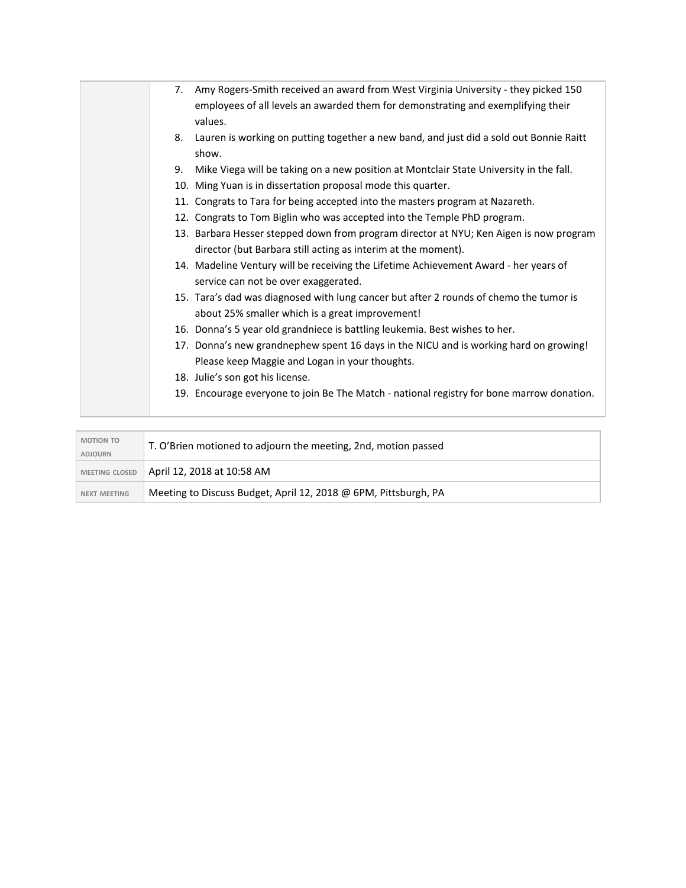| | |
|---|---|
| | 7. Amy Rogers-Smith received an award from West Virginia University - they picked 150 employees of all levels an awarded them for demonstrating and exemplifying their values.<br>8. Lauren is working on putting together a new band, and just did a sold out Bonnie Raitt show.<br>9. Mike Viega will be taking on a new position at Montclair State University in the fall.<br>10. Ming Yuan is in dissertation proposal mode this quarter.<br>11. Congrats to Tara for being accepted into the masters program at Nazareth.<br>12. Congrats to Tom Biglin who was accepted into the Temple PhD program.<br>13. Barbara Hesser stepped down from program director at NYU; Ken Aigen is now program director (but Barbara still acting as interim at the moment).<br>14. Madeline Ventury will be receiving the Lifetime Achievement Award - her years of service can not be over exaggerated.<br>15. Tara's dad was diagnosed with lung cancer but after 2 rounds of chemo the tumor is about 25% smaller which is a great improvement!<br>16. Donna's 5 year old grandniece is battling leukemia. Best wishes to her.<br>17. Donna's new grandnephew spent 16 days in the NICU and is working hard on growing! Please keep Maggie and Logan in your thoughts.<br>18. Julie's son got his license.<br>19. Encourage everyone to join Be The Match - national registry for bone marrow donation. |

| | |
|---|---|
| MOTION TO ADJOURN | T. O'Brien motioned to adjourn the meeting, 2nd, motion passed |
| MEETING CLOSED | April 12, 2018 at 10:58 AM |
| NEXT MEETING | Meeting to Discuss Budget, April 12, 2018 @ 6PM, Pittsburgh, PA |